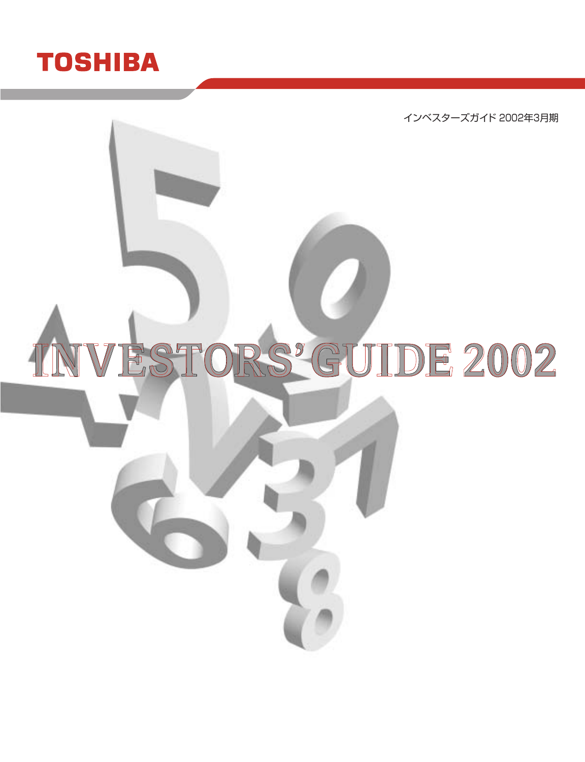TOSHIBA

インベスターズガイド 2002年3月期

# INVESTORS' GUIDE 2002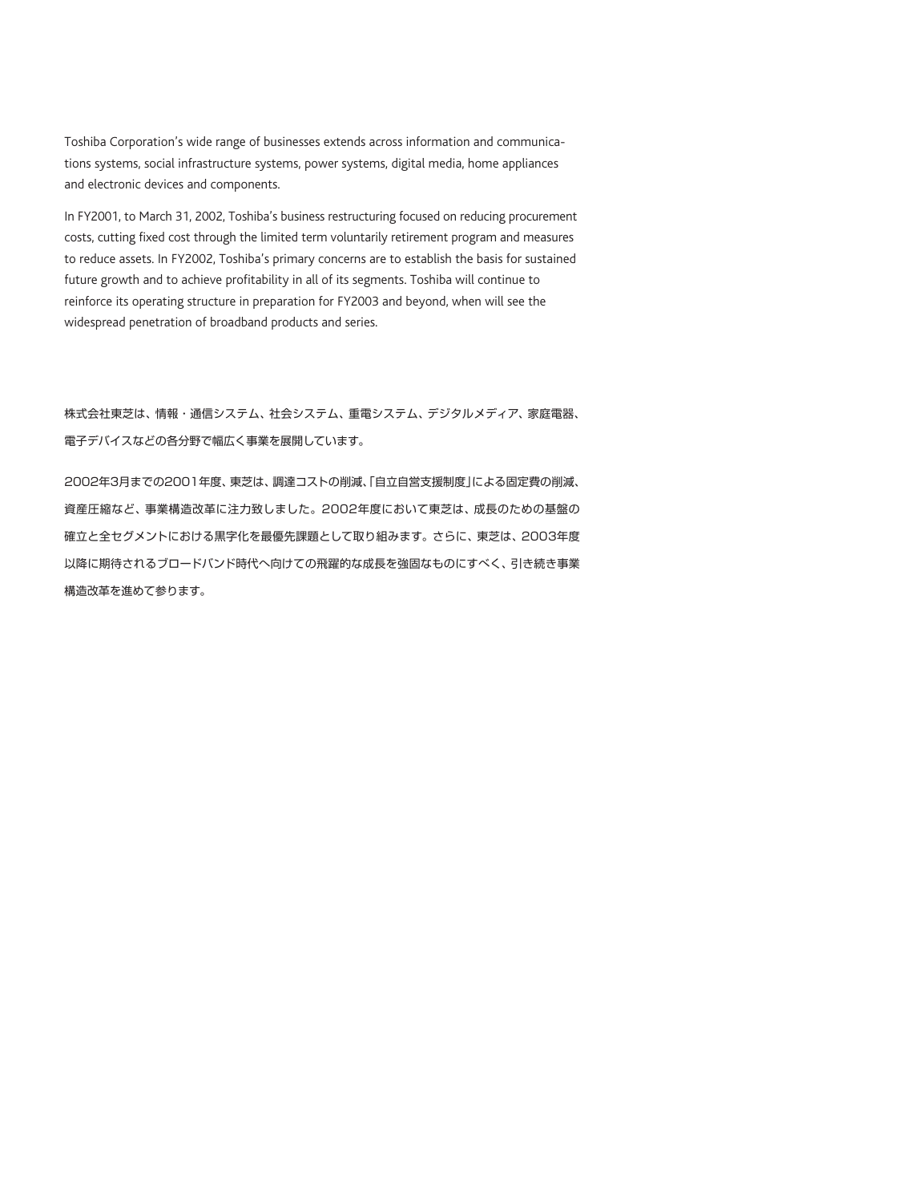Toshiba Corporation's wide range of businesses extends across information and communications systems, social infrastructure systems, power systems, digital media, home appliances and electronic devices and components.

In FY2001, to March 31, 2002, Toshiba's business restructuring focused on reducing procurement costs, cutting fixed cost through the limited term voluntarily retirement program and measures to reduce assets. In FY2002, Toshiba's primary concerns are to establish the basis for sustained future growth and to achieve profitability in all of its segments. Toshiba will continue to reinforce its operating structure in preparation for FY2003 and beyond, when will see the widespread penetration of broadband products and series.

株式会社東芝は、情報・通信システム、社会システム、重電システム、デジタルメディア、家庭電器、電子デバイスなどの各分野で幅広く事業を展開しています。

2002年3月までの2001年度、東芝は、調達コストの削減､｢自立自営支援制度｣による固定費の削減、資産圧縮など、事業構造改革に注力致しました。2002年度において東芝は、成長のための基盤の確立と全セグメントにおける黒字化を最優先課題として取り組みます。さらに、東芝は、2003年度以降に期待されるブロードバンド時代へ向けての飛躍的な成長を強固なものにすべく、引き続き事業構造改革を進めて参ります。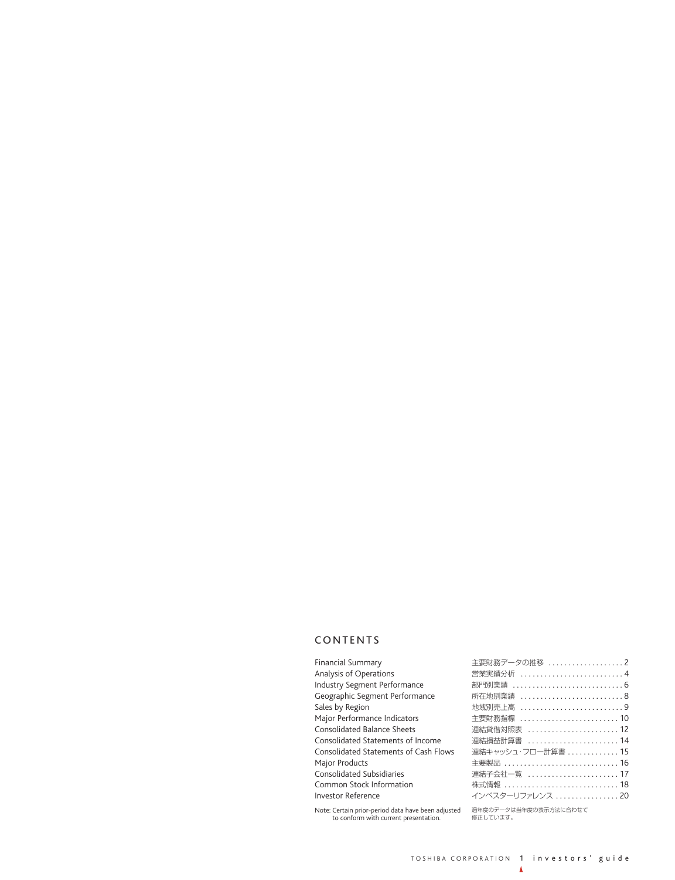## CONTENTS

| | | |
|---|---|---|
| Financial Summary | 主要財務データの推移 | 2 |
| Analysis of Operations | 営業実績分析 | 4 |
| Industry Segment Performance | 部門別業績 | 6 |
| Geographic Segment Performance | 所在地別業績 | 8 |
| Sales by Region | 地域別売上高 | 9 |
| Major Performance Indicators | 主要財務指標 | 10 |
| Consolidated Balance Sheets | 連結貸借対照表 | 12 |
| Consolidated Statements of Income | 連結損益計算書 | 14 |
| Consolidated Statements of Cash Flows | 連結キャッシュ・フロー計算書 | 15 |
| Major Products | 主要製品 | 16 |
| Consolidated Subsidiaries | 連結子会社一覧 | 17 |
| Common Stock Information | 株式情報 | 18 |
| Investor Reference | インベスターリファレンス | 20 |

Note: Certain prior-period data have been adjusted to conform with current presentation.

過年度のデータは当年度の表示方法に合わせて修正しています。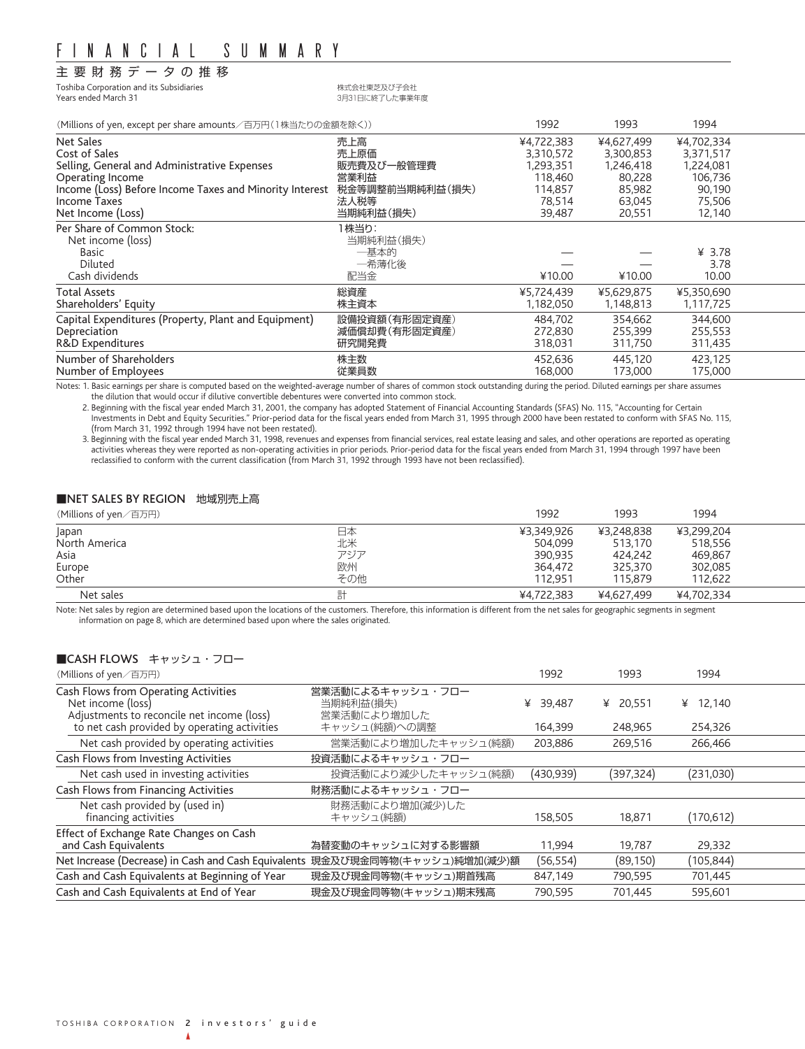# FINANCIAL SUMMARY

## 主要財務データの推移

Toshiba Corporation and its Subsidiaries
Years ended March 31

株式会社東芝及び子会社
3月31日に終了した事業年度

| (Millions of yen, except per share amounts／百万円(1株当たりの金額を除く)) | | 1992 | 1993 | 1994 |
|---|---|---|---|---|
| Net Sales | 売上高 | ¥4,722,383 | ¥4,627,499 | ¥4,702,334 |
| Cost of Sales | 売上原価 | 3,310,572 | 3,300,853 | 3,371,517 |
| Selling, General and Administrative Expenses | 販売費及び一般管理費 | 1,293,351 | 1,246,418 | 1,224,081 |
| Operating Income | 営業利益 | 118,460 | 80,228 | 106,736 |
| Income (Loss) Before Income Taxes and Minority Interest | 税金等調整前当期純利益(損失) | 114,857 | 85,982 | 90,190 |
| Income Taxes | 法人税等 | 78,514 | 63,045 | 75,506 |
| Net Income (Loss) | 当期純利益(損失) | 39,487 | 20,551 | 12,140 |
| Per Share of Common Stock: | 1株当り: | | | |
| Net income (loss) | 当期純利益(損失) | | | |
| Basic | —基本的 | — | — | ¥ 3.78 |
| Diluted | —希薄化後 | — | — | 3.78 |
| Cash dividends | 配当金 | ¥10.00 | ¥10.00 | 10.00 |
| Total Assets | 総資産 | ¥5,724,439 | ¥5,629,875 | ¥5,350,690 |
| Shareholders' Equity | 株主資本 | 1,182,050 | 1,148,813 | 1,117,725 |
| Capital Expenditures (Property, Plant and Equipment) | 設備投資額(有形固定資産) | 484,702 | 354,662 | 344,600 |
| Depreciation | 減価償却費(有形固定資産) | 272,830 | 255,399 | 255,553 |
| R&D Expenditures | 研究開発費 | 318,031 | 311,750 | 311,435 |
| Number of Shareholders | 株主数 | 452,636 | 445,120 | 423,125 |
| Number of Employees | 従業員数 | 168,000 | 173,000 | 175,000 |

Notes: 1. Basic earnings per share is computed based on the weighted-average number of shares of common stock outstanding during the period. Diluted earnings per share assumes the dilution that would occur if dilutive convertible debentures were converted into common stock.

2. Beginning with the fiscal year ended March 31, 2001, the company has adopted Statement of Financial Accounting Standards (SFAS) No. 115, "Accounting for Certain Investments in Debt and Equity Securities." Prior-period data for the fiscal years ended from March 31, 1995 through 2000 have been restated to conform with SFAS No. 115, (from March 31, 1992 through 1994 have not been restated).

3. Beginning with the fiscal year ended March 31, 1998, revenues and expenses from financial services, real estate leasing and sales, and other operations are reported as operating activities whereas they were reported as non-operating activities in prior periods. Prior-period data for the fiscal years ended from March 31, 1994 through 1997 have been reclassified to conform with the current classification (from March 31, 1992 through 1993 have not been reclassified).

### ■NET SALES BY REGION　地域別売上高

| (Millions of yen／百万円) | | 1992 | 1993 | 1994 |
|---|---|---|---|---|
| Japan | 日本 | ¥3,349,926 | ¥3,248,838 | ¥3,299,204 |
| North America | 北米 | 504,099 | 513,170 | 518,556 |
| Asia | アジア | 390,935 | 424,242 | 469,867 |
| Europe | 欧州 | 364,472 | 325,370 | 302,085 |
| Other | その他 | 112,951 | 115,879 | 112,622 |
| Net sales | 計 | ¥4,722,383 | ¥4,627,499 | ¥4,702,334 |

Note: Net sales by region are determined based upon the locations of the customers. Therefore, this information is different from the net sales for geographic segments in segment information on page 8, which are determined based upon where the sales originated.

### ■CASH FLOWS　キャッシュ・フロー

| (Millions of yen／百万円) | | 1992 | 1993 | 1994 |
|---|---|---|---|---|
| Cash Flows from Operating Activities | 営業活動によるキャッシュ・フロー | | | |
| Net income (loss) | 当期純利益(損失) | ¥ 39,487 | ¥ 20,551 | ¥ 12,140 |
| Adjustments to reconcile net income (loss) to net cash provided by operating activities | 営業活動により増加したキャッシュ(純額)への調整 | 164,399 | 248,965 | 254,326 |
| Net cash provided by operating activities | 営業活動により増加したキャッシュ(純額) | 203,886 | 269,516 | 266,466 |
| Cash Flows from Investing Activities | 投資活動によるキャッシュ・フロー | | | |
| Net cash used in investing activities | 投資活動により減少したキャッシュ(純額) | (430,939) | (397,324) | (231,030) |
| Cash Flows from Financing Activities | 財務活動によるキャッシュ・フロー | | | |
| Net cash provided by (used in) financing activities | 財務活動により増加(減少)したキャッシュ(純額) | 158,505 | 18,871 | (170,612) |
| Effect of Exchange Rate Changes on Cash and Cash Equivalents | 為替変動のキャッシュに対する影響額 | 11,994 | 19,787 | 29,332 |
| Net Increase (Decrease) in Cash and Cash Equivalents | 現金及び現金同等物(キャッシュ)純増加(減少)額 | (56,554) | (89,150) | (105,844) |
| Cash and Cash Equivalents at Beginning of Year | 現金及び現金同等物(キャッシュ)期首残高 | 847,149 | 790,595 | 701,445 |
| Cash and Cash Equivalents at End of Year | 現金及び現金同等物(キャッシュ)期末残高 | 790,595 | 701,445 | 595,601 |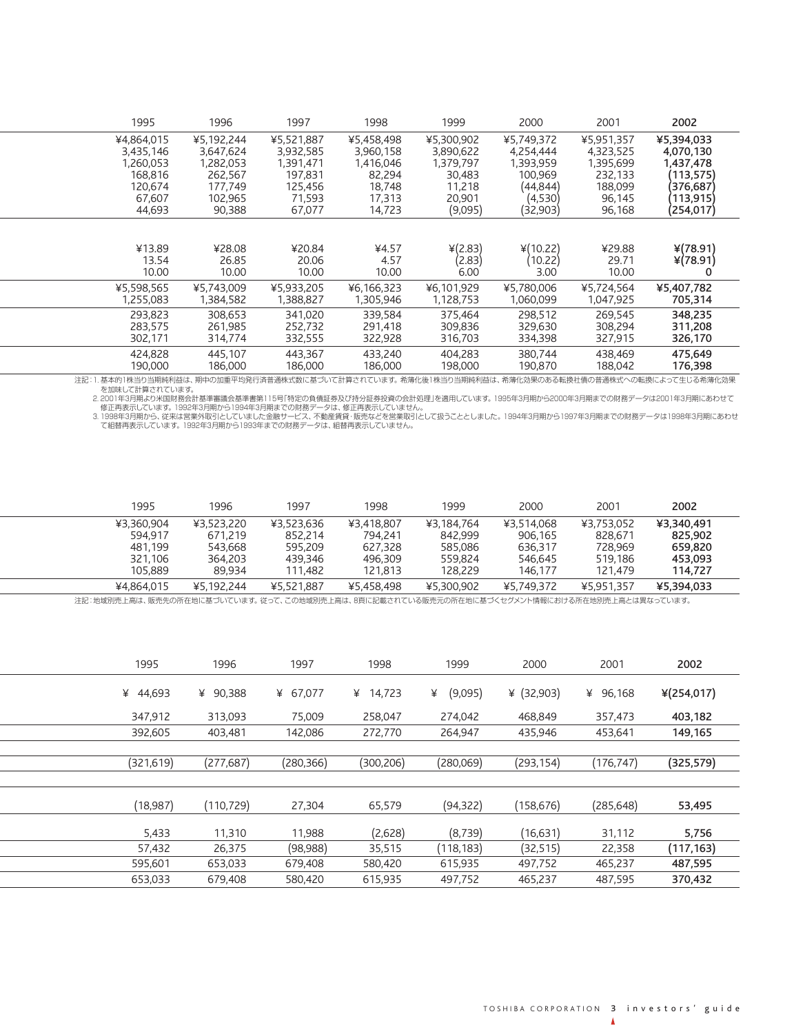| 1995 | 1996 | 1997 | 1998 | 1999 | 2000 | 2001 | **2002** |
|---|---|---|---|---|---|---|---|
| ¥4,864,015 | ¥5,192,244 | ¥5,521,887 | ¥5,458,498 | ¥5,300,902 | ¥5,749,372 | ¥5,951,357 | **¥5,394,033** |
| 3,435,146 | 3,647,624 | 3,932,585 | 3,960,158 | 3,890,622 | 4,254,444 | 4,323,525 | **4,070,130** |
| 1,260,053 | 1,282,053 | 1,391,471 | 1,416,046 | 1,379,797 | 1,393,959 | 1,395,699 | **1,437,478** |
| 168,816 | 262,567 | 197,831 | 82,294 | 30,483 | 100,969 | 232,133 | **(113,575)** |
| 120,674 | 177,749 | 125,456 | 18,748 | 11,218 | (44,844) | 188,099 | **(376,687)** |
| 67,607 | 102,965 | 71,593 | 17,313 | 20,901 | (4,530) | 96,145 | **(113,915)** |
| 44,693 | 90,388 | 67,077 | 14,723 | (9,095) | (32,903) | 96,168 | **(254,017)** |
| | | | | | | | |
| ¥13.89 | ¥28.08 | ¥20.84 | ¥4.57 | ¥(2.83) | ¥(10.22) | ¥29.88 | **¥(78.91)** |
| 13.54 | 26.85 | 20.06 | 4.57 | (2.83) | (10.22) | 29.71 | **¥(78.91)** |
| 10.00 | 10.00 | 10.00 | 10.00 | 6.00 | 3.00 | 10.00 | **0** |
| ¥5,598,565 | ¥5,743,009 | ¥5,933,205 | ¥6,166,323 | ¥6,101,929 | ¥5,780,006 | ¥5,724,564 | **¥5,407,782** |
| 1,255,083 | 1,384,582 | 1,388,827 | 1,305,946 | 1,128,753 | 1,060,099 | 1,047,925 | **705,314** |
| 293,823 | 308,653 | 341,020 | 339,584 | 375,464 | 298,512 | 269,545 | **348,235** |
| 283,575 | 261,985 | 252,732 | 291,418 | 309,836 | 329,630 | 308,294 | **311,208** |
| 302,171 | 314,774 | 332,555 | 322,928 | 316,703 | 334,398 | 327,915 | **326,170** |
| 424,828 | 445,107 | 443,367 | 433,240 | 404,283 | 380,744 | 438,469 | **475,649** |
| 190,000 | 186,000 | 186,000 | 186,000 | 198,000 | 190,870 | 188,042 | **176,398** |

注記：1. 基本的1株当り当期純利益は、期中の加重平均発行済普通株式数に基づいて計算されています。希薄化後1株当り当期純利益は、希薄化効果のある転換社債の普通株式への転換によって生じる希薄化効果を加味して計算されています。
2. 2001年3月期より米国財務会計基準審議会基準書第115号「特定の負債証券及び持分証券投資の会計処理」を適用しています。1995年3月期から2000年3月期までの財務データは2001年3月期にあわせて修正再表示しています。1992年3月期から1994年3月期までの財務データは、修正再表示していません。
3. 1998年3月期から、従来は営業外取引としていました金融サービス、不動産賃貸・販売などを営業取引として扱うこととしました。1994年3月期から1997年3月期までの財務データは1998年3月期にあわせて組替再表示しています。1992年3月期から1993年までの財務データは、組替再表示していません。

| 1995 | 1996 | 1997 | 1998 | 1999 | 2000 | 2001 | **2002** |
|---|---|---|---|---|---|---|---|
| ¥3,360,904 | ¥3,523,220 | ¥3,523,636 | ¥3,418,807 | ¥3,184,764 | ¥3,514,068 | ¥3,753,052 | **¥3,340,491** |
| 594,917 | 671,219 | 852,214 | 794,241 | 842,999 | 906,165 | 828,671 | **825,902** |
| 481,199 | 543,668 | 595,209 | 627,328 | 585,086 | 636,317 | 728,969 | **659,820** |
| 321,106 | 364,203 | 439,346 | 496,309 | 559,824 | 546,645 | 519,186 | **453,093** |
| 105,889 | 89,934 | 111,482 | 121,813 | 128,229 | 146,177 | 121,479 | **114,727** |
| ¥4,864,015 | ¥5,192,244 | ¥5,521,887 | ¥5,458,498 | ¥5,300,902 | ¥5,749,372 | ¥5,951,357 | **¥5,394,033** |

注記：地域別売上高は、販売先の所在地に基づいています。従って、この地域別売上高は、8頁に記載されている販売元の所在地に基づくセグメント情報における所在地別売上高とは異なっています。

| 1995 | 1996 | 1997 | 1998 | 1999 | 2000 | 2001 | **2002** |
|---|---|---|---|---|---|---|---|
| ¥ 44,693 | ¥ 90,388 | ¥ 67,077 | ¥ 14,723 | ¥ (9,095) | ¥ (32,903) | ¥ 96,168 | **¥(254,017)** |
| 347,912 | 313,093 | 75,009 | 258,047 | 274,042 | 468,849 | 357,473 | **403,182** |
| 392,605 | 403,481 | 142,086 | 272,770 | 264,947 | 435,946 | 453,641 | **149,165** |
| (321,619) | (277,687) | (280,366) | (300,206) | (280,069) | (293,154) | (176,747) | **(325,579)** |
| (18,987) | (110,729) | 27,304 | 65,579 | (94,322) | (158,676) | (285,648) | **53,495** |
| 5,433 | 11,310 | 11,988 | (2,628) | (8,739) | (16,631) | 31,112 | **5,756** |
| 57,432 | 26,375 | (98,988) | 35,515 | (118,183) | (32,515) | 22,358 | **(117,163)** |
| 595,601 | 653,033 | 679,408 | 580,420 | 615,935 | 497,752 | 465,237 | **487,595** |
| 653,033 | 679,408 | 580,420 | 615,935 | 497,752 | 465,237 | 487,595 | **370,432** |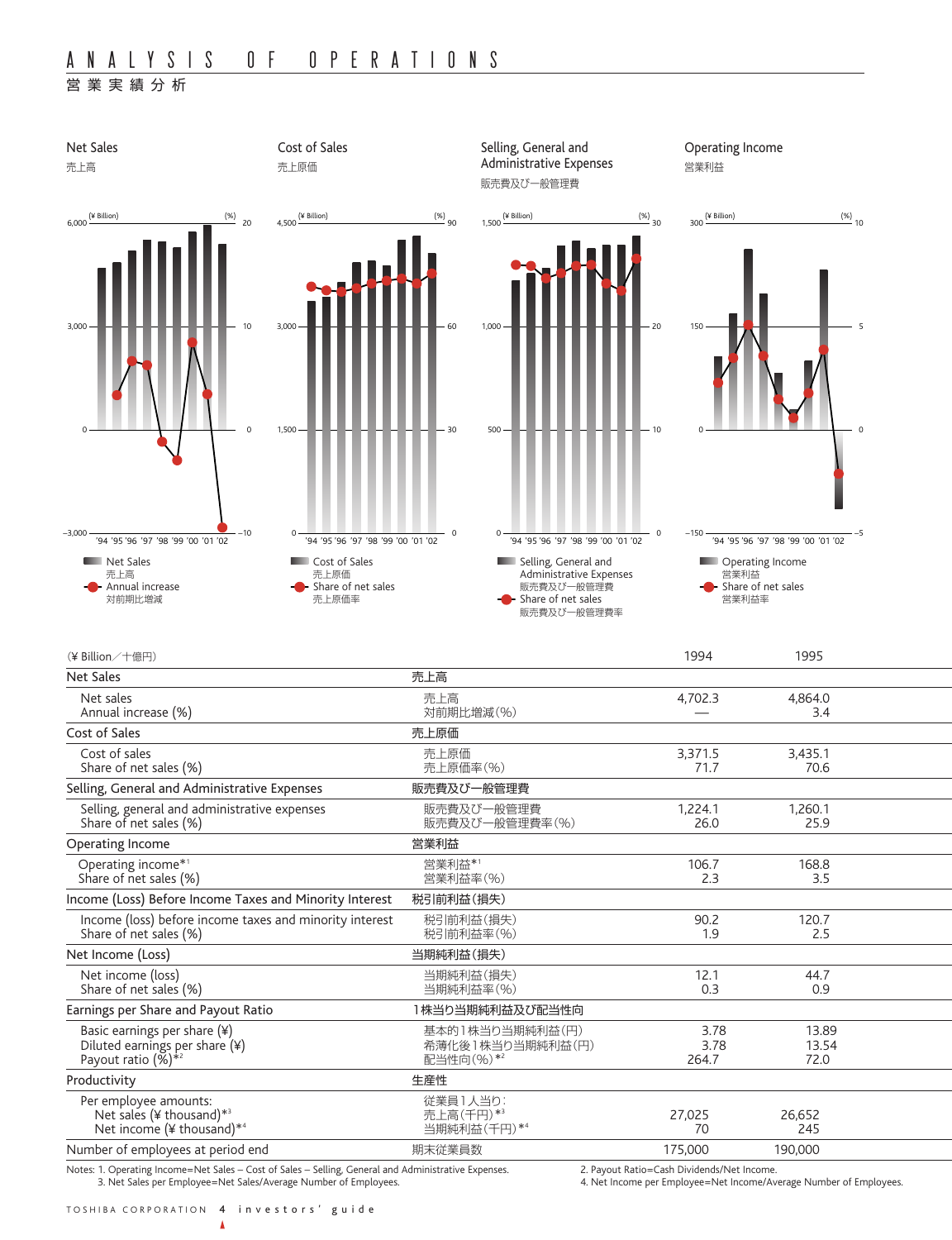# ANALYSIS OF OPERATIONS

営業実績分析

Net Sales
売上高

(¥ Billion) (%)

6,000 / 3,000 / 0 / −3,000 — 20 / 10 / 0 / −10

'94 '95 '96 '97 '98 '99 '00 '01 '02

Net Sales
売上高
Annual increase
対前期比増減

Cost of Sales
売上原価

(¥ Billion) (%)

4,500 / 3,000 / 1,500 / 0 — 90 / 60 / 30 / 0

'94 '95 '96 '97 '98 '99 '00 '01 '02

Cost of Sales
売上原価
Share of net sales
売上原価率

Selling, General and Administrative Expenses
販売費及び一般管理費

(¥ Billion) (%)

1,500 / 1,000 / 500 / 0 — 30 / 20 / 10 / 0

'94 '95 '96 '97 '98 '99 '00 '01 '02

Selling, General and Administrative Expenses
販売費及び一般管理費
Share of net sales
販売費及び一般管理費率

Operating Income
営業利益

(¥ Billion) (%)

300 / 150 / 0 / −150 — 10 / 5 / 0 / −5

'94 '95 '96 '97 '98 '99 '00 '01 '02

Operating Income
営業利益
Share of net sales
営業利益率

| (¥ Billion/十億円) | | 1994 | 1995 |
|---|---|---|---|
| **Net Sales** | **売上高** | | |
| Net sales<br>Annual increase (%) | 売上高<br>対前期比増減(%) | 4,702.3<br>— | 4,864.0<br>3.4 |
| **Cost of Sales** | **売上原価** | | |
| Cost of sales<br>Share of net sales (%) | 売上原価<br>売上原価率(%) | 3,371.5<br>71.7 | 3,435.1<br>70.6 |
| **Selling, General and Administrative Expenses** | **販売費及び一般管理費** | | |
| Selling, general and administrative expenses<br>Share of net sales (%) | 販売費及び一般管理費<br>販売費及び一般管理費率(%) | 1,224.1<br>26.0 | 1,260.1<br>25.9 |
| **Operating Income** | **営業利益** | | |
| Operating income*1<br>Share of net sales (%) | 営業利益*1<br>営業利益率(%) | 106.7<br>2.3 | 168.8<br>3.5 |
| **Income (Loss) Before Income Taxes and Minority Interest** | **税引前利益(損失)** | | |
| Income (loss) before income taxes and minority interest<br>Share of net sales (%) | 税引前利益(損失)<br>税引前利益率(%) | 90.2<br>1.9 | 120.7<br>2.5 |
| **Net Income (Loss)** | **当期純利益(損失)** | | |
| Net income (loss)<br>Share of net sales (%) | 当期純利益(損失)<br>当期純利益率(%) | 12.1<br>0.3 | 44.7<br>0.9 |
| **Earnings per Share and Payout Ratio** | **1株当り当期純利益及び配当性向** | | |
| Basic earnings per share (¥)<br>Diluted earnings per share (¥)<br>Payout ratio (%)*2 | 基本的1株当り当期純利益(円)<br>希薄化後1株当り当期純利益(円)<br>配当性向(%)*2 | 3.78<br>3.78<br>264.7 | 13.89<br>13.54<br>72.0 |
| **Productivity** | **生産性** | | |
| Per employee amounts:<br>Net sales (¥ thousand)*3<br>Net income (¥ thousand)*4 | 従業員1人当り:<br>売上高(千円)*3<br>当期純利益(千円)*4 | <br>27,025<br>70 | <br>26,652<br>245 |
| Number of employees at period end | 期末従業員数 | 175,000 | 190,000 |

Notes: 1. Operating Income=Net Sales − Cost of Sales − Selling, General and Administrative Expenses.
2. Payout Ratio=Cash Dividends/Net Income.
3. Net Sales per Employee=Net Sales/Average Number of Employees.
4. Net Income per Employee=Net Income/Average Number of Employees.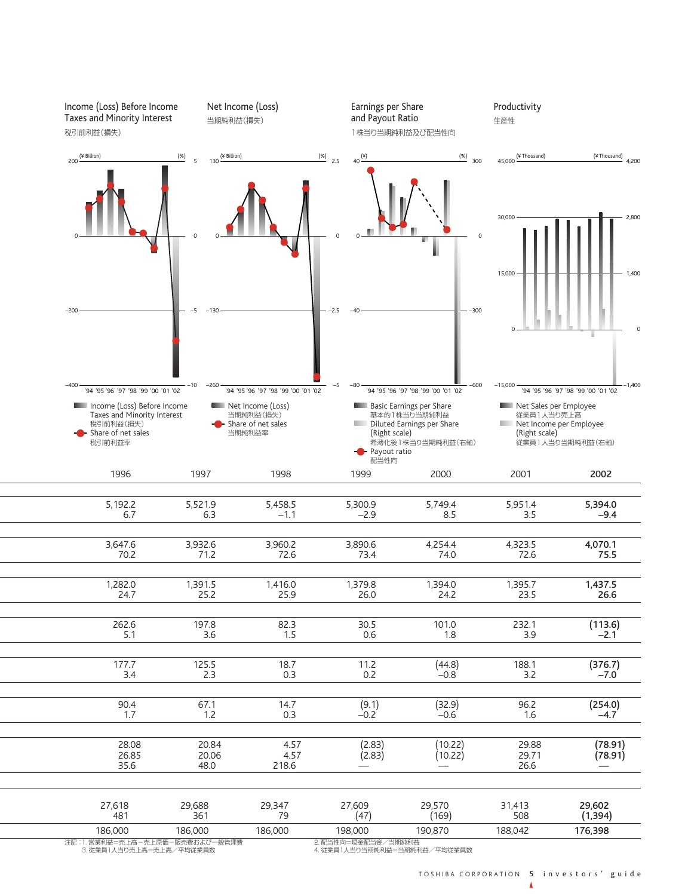## Income (Loss) Before Income Taxes and Minority Interest
税引前利益(損失)

(¥ Billion) / (%)

- Income (Loss) Before Income Taxes and Minority Interest 税引前利益(損失)
- Share of net sales 税引前利益率

## Net Income (Loss)
当期純利益(損失)

(¥ Billion) / (%)

- Net Income (Loss) 当期純利益(損失)
- Share of net sales 当期純利益率

## Earnings per Share and Payout Ratio
1株当り当期純利益及び配当性向

(¥) / (%)

- Basic Earnings per Share 基本的1株当り当期純利益
- Diluted Earnings per Share (Right scale) 希薄化後1株当り当期純利益(右軸)
- Payout ratio 配当性向

## Productivity
生産性

(¥ Thousand) / (¥ Thousand)

- Net Sales per Employee 従業員1人当り売上高
- Net Income per Employee (Right scale) 従業員1人当り当期純利益(右軸)

| 1996 | 1997 | 1998 | 1999 | 2000 | 2001 | **2002** |
|---|---|---|---|---|---|---|
| 5,192.2 | 5,521.9 | 5,458.5 | 5,300.9 | 5,749.4 | 5,951.4 | **5,394.0** |
| 6.7 | 6.3 | −1.1 | −2.9 | 8.5 | 3.5 | **−9.4** |
| 3,647.6 | 3,932.6 | 3,960.2 | 3,890.6 | 4,254.4 | 4,323.5 | **4,070.1** |
| 70.2 | 71.2 | 72.6 | 73.4 | 74.0 | 72.6 | **75.5** |
| 1,282.0 | 1,391.5 | 1,416.0 | 1,379.8 | 1,394.0 | 1,395.7 | **1,437.5** |
| 24.7 | 25.2 | 25.9 | 26.0 | 24.2 | 23.5 | **26.6** |
| 262.6 | 197.8 | 82.3 | 30.5 | 101.0 | 232.1 | **(113.6)** |
| 5.1 | 3.6 | 1.5 | 0.6 | 1.8 | 3.9 | **−2.1** |
| 177.7 | 125.5 | 18.7 | 11.2 | (44.8) | 188.1 | **(376.7)** |
| 3.4 | 2.3 | 0.3 | 0.2 | −0.8 | 3.2 | **−7.0** |
| 90.4 | 67.1 | 14.7 | (9.1) | (32.9) | 96.2 | **(254.0)** |
| 1.7 | 1.2 | 0.3 | −0.2 | −0.6 | 1.6 | **−4.7** |
| 28.08 | 20.84 | 4.57 | (2.83) | (10.22) | 29.88 | **(78.91)** |
| 26.85 | 20.06 | 4.57 | (2.83) | (10.22) | 29.71 | **(78.91)** |
| 35.6 | 48.0 | 218.6 | — | — | 26.6 | **—** |
| 27,618 | 29,688 | 29,347 | 27,609 | 29,570 | 31,413 | **29,602** |
| 481 | 361 | 79 | (47) | (169) | 508 | **(1,394)** |
| 186,000 | 186,000 | 186,000 | 198,000 | 190,870 | 188,042 | **176,398** |

注記：1. 営業利益=売上高−売上原価−販売費および一般管理費
3. 従業員1人当り売上高=売上高／平均従業員数
2. 配当性向=現金配当金／当期純利益
4. 従業員1人当り当期純利益=当期純利益／平均従業員数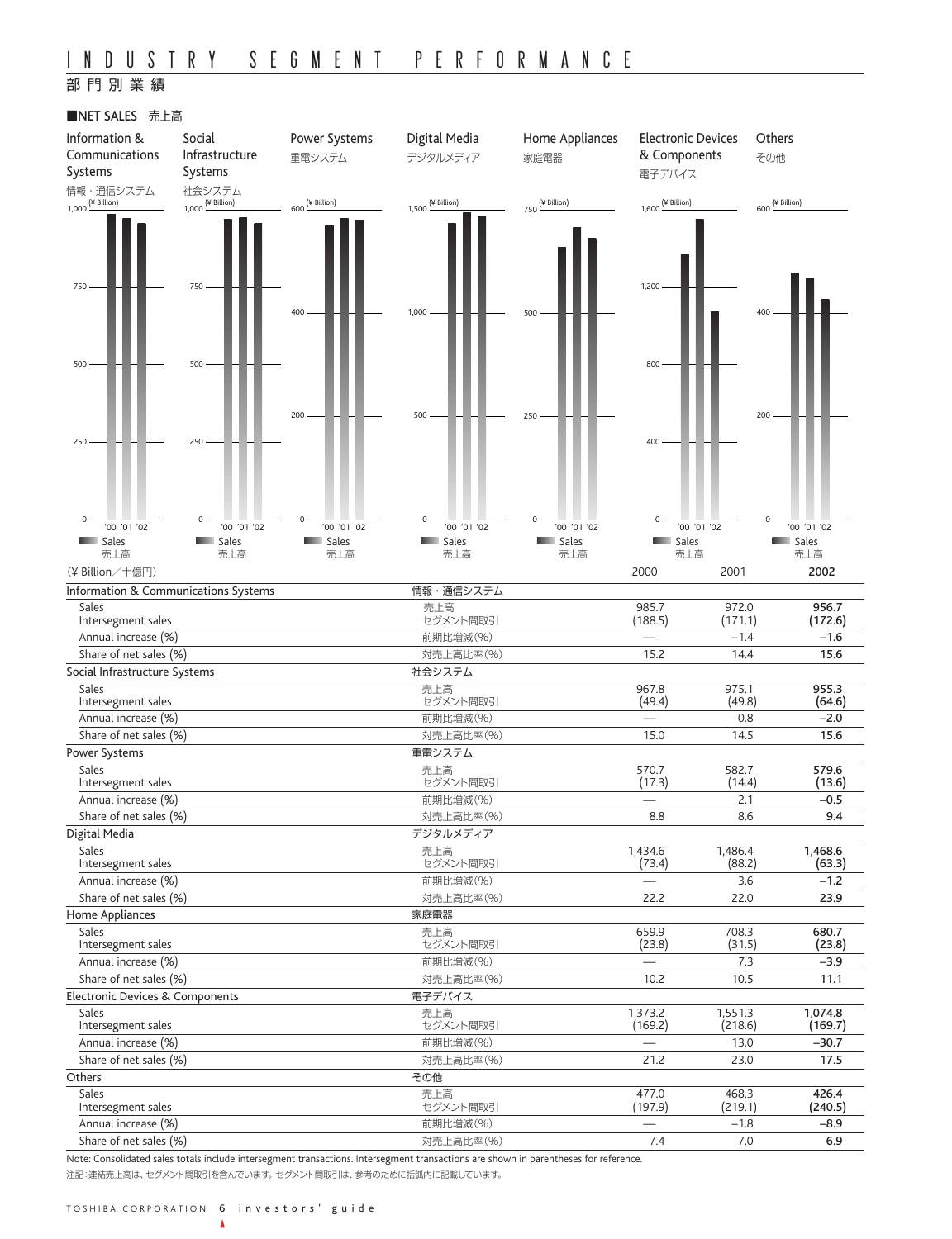# INDUSTRY SEGMENT PERFORMANCE

## 部門別業績

### ■NET SALES 売上高

Information & Communications Systems 情報・通信システム (¥ Billion) — '00 '01 '02 — Sales 売上高

Social Infrastructure Systems 社会システム (¥ Billion) — '00 '01 '02 — Sales 売上高

Power Systems 重電システム (¥ Billion) — '00 '01 '02 — Sales 売上高

Digital Media デジタルメディア (¥ Billion) — '00 '01 '02 — Sales 売上高

Home Appliances 家庭電器 (¥ Billion) — '00 '01 '02 — Sales 売上高

Electronic Devices & Components 電子デバイス (¥ Billion) — '00 '01 '02 — Sales 売上高

Others その他 (¥ Billion) — '00 '01 '02 — Sales 売上高

| (¥ Billion／十億円) | | 2000 | 2001 | **2002** |
|---|---|---|---|---|
| **Information & Communications Systems** | **情報・通信システム** | | | |
| Sales | 売上高 | 985.7 | 972.0 | **956.7** |
| Intersegment sales | セグメント間取引 | (188.5) | (171.1) | **(172.6)** |
| Annual increase (%) | 前期比増減(%) | — | –1.4 | **–1.6** |
| Share of net sales (%) | 対売上高比率(%) | 15.2 | 14.4 | **15.6** |
| **Social Infrastructure Systems** | **社会システム** | | | |
| Sales | 売上高 | 967.8 | 975.1 | **955.3** |
| Intersegment sales | セグメント間取引 | (49.4) | (49.8) | **(64.6)** |
| Annual increase (%) | 前期比増減(%) | — | 0.8 | **–2.0** |
| Share of net sales (%) | 対売上高比率(%) | 15.0 | 14.5 | **15.6** |
| **Power Systems** | **重電システム** | | | |
| Sales | 売上高 | 570.7 | 582.7 | **579.6** |
| Intersegment sales | セグメント間取引 | (17.3) | (14.4) | **(13.6)** |
| Annual increase (%) | 前期比増減(%) | — | 2.1 | **–0.5** |
| Share of net sales (%) | 対売上高比率(%) | 8.8 | 8.6 | **9.4** |
| **Digital Media** | **デジタルメディア** | | | |
| Sales | 売上高 | 1,434.6 | 1,486.4 | **1,468.6** |
| Intersegment sales | セグメント間取引 | (73.4) | (88.2) | **(63.3)** |
| Annual increase (%) | 前期比増減(%) | — | 3.6 | **–1.2** |
| Share of net sales (%) | 対売上高比率(%) | 22.2 | 22.0 | **23.9** |
| **Home Appliances** | **家庭電器** | | | |
| Sales | 売上高 | 659.9 | 708.3 | **680.7** |
| Intersegment sales | セグメント間取引 | (23.8) | (31.5) | **(23.8)** |
| Annual increase (%) | 前期比増減(%) | — | 7.3 | **–3.9** |
| Share of net sales (%) | 対売上高比率(%) | 10.2 | 10.5 | **11.1** |
| **Electronic Devices & Components** | **電子デバイス** | | | |
| Sales | 売上高 | 1,373.2 | 1,551.3 | **1,074.8** |
| Intersegment sales | セグメント間取引 | (169.2) | (218.6) | **(169.7)** |
| Annual increase (%) | 前期比増減(%) | — | 13.0 | **–30.7** |
| Share of net sales (%) | 対売上高比率(%) | 21.2 | 23.0 | **17.5** |
| **Others** | **その他** | | | |
| Sales | 売上高 | 477.0 | 468.3 | **426.4** |
| Intersegment sales | セグメント間取引 | (197.9) | (219.1) | **(240.5)** |
| Annual increase (%) | 前期比増減(%) | — | –1.8 | **–8.9** |
| Share of net sales (%) | 対売上高比率(%) | 7.4 | 7.0 | **6.9** |

Note: Consolidated sales totals include intersegment transactions. Intersegment transactions are shown in parentheses for reference.

注記：連結売上高は、セグメント間取引を含んでいます。セグメント間取引は、参考のために括弧内に記載しています。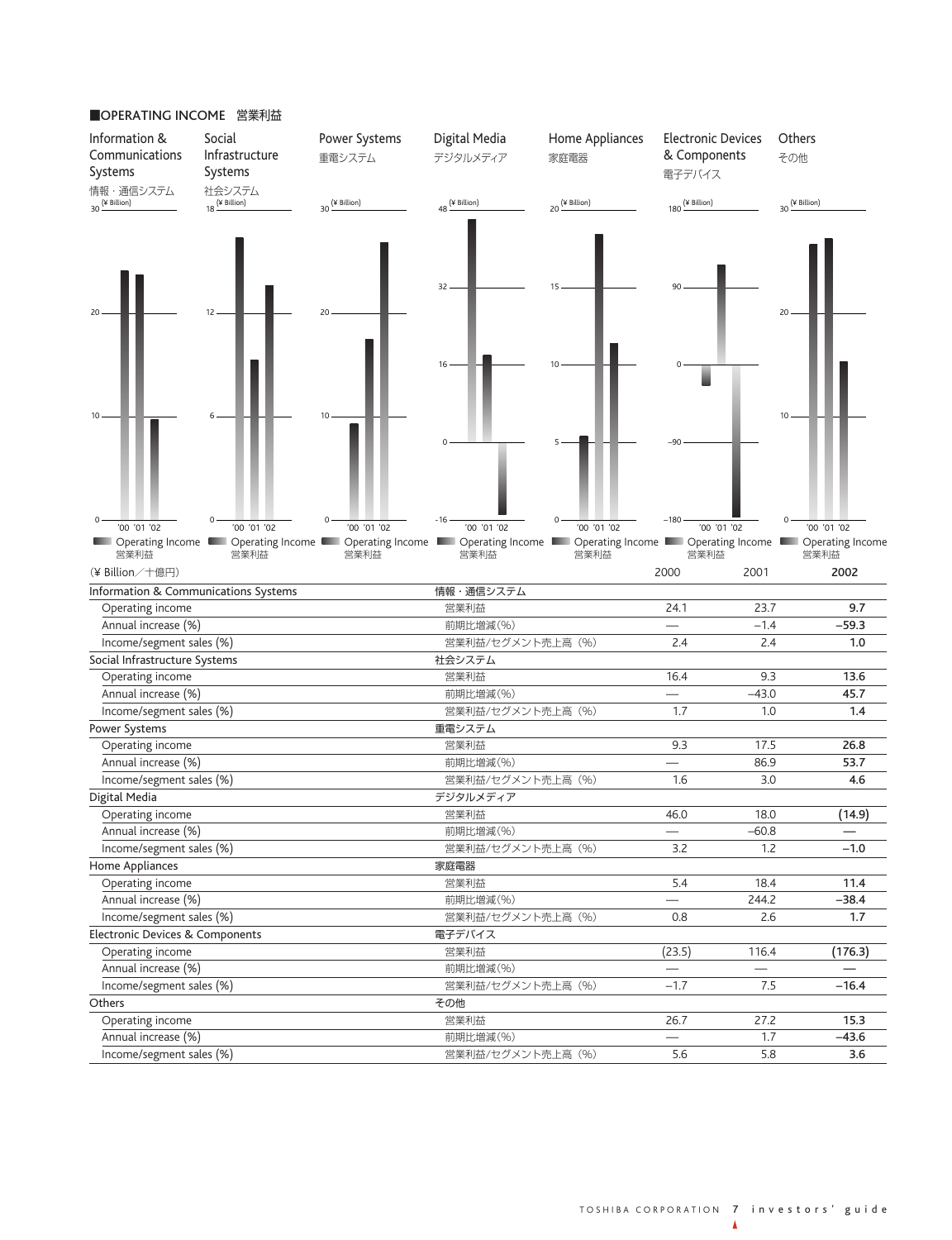## ■OPERATING INCOME　営業利益

Information & Communications Systems 情報・通信システム (¥ Billion)

Social Infrastructure Systems 社会システム (¥ Billion)

Power Systems 重電システム (¥ Billion)

Digital Media デジタルメディア (¥ Billion)

Home Appliances 家庭電器 (¥ Billion)

Electronic Devices & Components 電子デバイス (¥ Billion)

Others その他 (¥ Billion)

'00 '01 '02

Operating Income 営業利益

(¥ Billion／十億円)

| | | 2000 | 2001 | 2002 |
|---|---|---|---|---|
| **Information & Communications Systems** | **情報・通信システム** | | | |
| Operating income | 営業利益 | 24.1 | 23.7 | **9.7** |
| Annual increase (%) | 前期比増減(%) | — | −1.4 | **−59.3** |
| Income/segment sales (%) | 営業利益/セグメント売上高（%） | 2.4 | 2.4 | **1.0** |
| **Social Infrastructure Systems** | **社会システム** | | | |
| Operating income | 営業利益 | 16.4 | 9.3 | **13.6** |
| Annual increase (%) | 前期比増減(%) | — | −43.0 | **45.7** |
| Income/segment sales (%) | 営業利益/セグメント売上高（%） | 1.7 | 1.0 | **1.4** |
| **Power Systems** | **重電システム** | | | |
| Operating income | 営業利益 | 9.3 | 17.5 | **26.8** |
| Annual increase (%) | 前期比増減(%) | — | 86.9 | **53.7** |
| Income/segment sales (%) | 営業利益/セグメント売上高（%） | 1.6 | 3.0 | **4.6** |
| **Digital Media** | **デジタルメディア** | | | |
| Operating income | 営業利益 | 46.0 | 18.0 | **(14.9)** |
| Annual increase (%) | 前期比増減(%) | — | −60.8 | **—** |
| Income/segment sales (%) | 営業利益/セグメント売上高（%） | 3.2 | 1.2 | **−1.0** |
| **Home Appliances** | **家庭電器** | | | |
| Operating income | 営業利益 | 5.4 | 18.4 | **11.4** |
| Annual increase (%) | 前期比増減(%) | — | 244.2 | **−38.4** |
| Income/segment sales (%) | 営業利益/セグメント売上高（%） | 0.8 | 2.6 | **1.7** |
| **Electronic Devices & Components** | **電子デバイス** | | | |
| Operating income | 営業利益 | (23.5) | 116.4 | **(176.3)** |
| Annual increase (%) | 前期比増減(%) | — | — | **—** |
| Income/segment sales (%) | 営業利益/セグメント売上高（%） | −1.7 | 7.5 | **−16.4** |
| **Others** | **その他** | | | |
| Operating income | 営業利益 | 26.7 | 27.2 | **15.3** |
| Annual increase (%) | 前期比増減(%) | — | 1.7 | **−43.6** |
| Income/segment sales (%) | 営業利益/セグメント売上高（%） | 5.6 | 5.8 | **3.6** |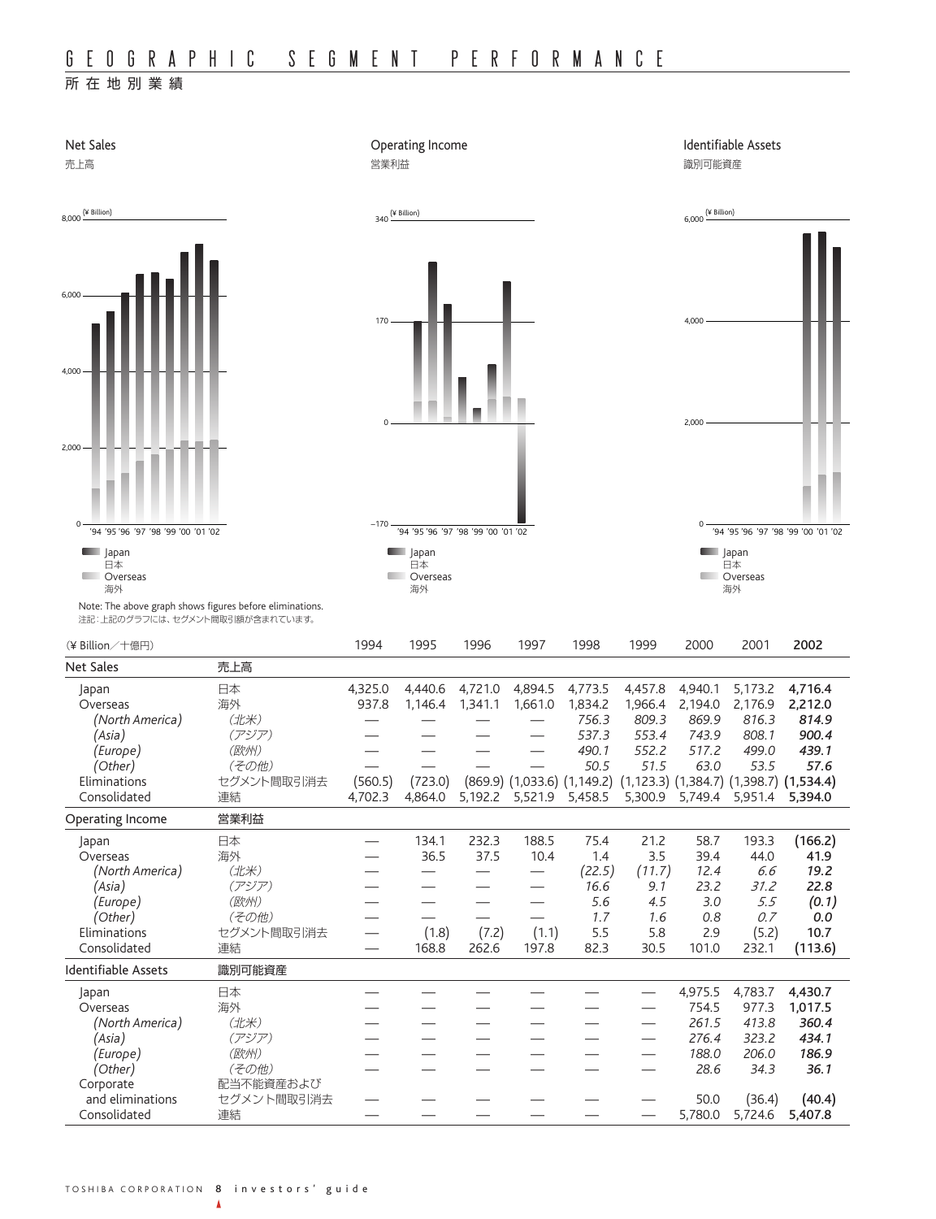# GEOGRAPHIC SEGMENT PERFORMANCE

所在地別業績

Net Sales
売上高

Operating Income
営業利益

Identifiable Assets
識別可能資産

Note: The above graph shows figures before eliminations.
注記：上記のグラフには、セグメント間取引額が含まれています。

| (¥ Billion／十億円) | | 1994 | 1995 | 1996 | 1997 | 1998 | 1999 | 2000 | 2001 | **2002** |
|---|---|---|---|---|---|---|---|---|---|---|
| **Net Sales** | **売上高** | | | | | | | | | |
| Japan | 日本 | 4,325.0 | 4,440.6 | 4,721.0 | 4,894.5 | 4,773.5 | 4,457.8 | 4,940.1 | 5,173.2 | **4,716.4** |
| Overseas | 海外 | 937.8 | 1,146.4 | 1,341.1 | 1,661.0 | 1,834.2 | 1,966.4 | 2,194.0 | 2,176.9 | **2,212.0** |
| *(North America)* | *(北米)* | — | — | — | — | *756.3* | *809.3* | *869.9* | *816.3* | ***814.9*** |
| *(Asia)* | *(アジア)* | — | — | — | — | *537.3* | *553.4* | *743.9* | *808.1* | ***900.4*** |
| *(Europe)* | *(欧州)* | — | — | — | — | *490.1* | *552.2* | *517.2* | *499.0* | ***439.1*** |
| *(Other)* | *(その他)* | — | — | — | — | *50.5* | *51.5* | *63.0* | *53.5* | ***57.6*** |
| Eliminations | セグメント間取引消去 | (560.5) | (723.0) | (869.9) | (1,033.6) | (1,149.2) | (1,123.3) | (1,384.7) | (1,398.7) | **(1,534.4)** |
| Consolidated | 連結 | 4,702.3 | 4,864.0 | 5,192.2 | 5,521.9 | 5,458.5 | 5,300.9 | 5,749.4 | 5,951.4 | **5,394.0** |
| **Operating Income** | **営業利益** | | | | | | | | | |
| Japan | 日本 | — | 134.1 | 232.3 | 188.5 | 75.4 | 21.2 | 58.7 | 193.3 | **(166.2)** |
| Overseas | 海外 | — | 36.5 | 37.5 | 10.4 | 1.4 | 3.5 | 39.4 | 44.0 | **41.9** |
| *(North America)* | *(北米)* | — | — | — | — | *(22.5)* | *(11.7)* | *12.4* | *6.6* | ***19.2*** |
| *(Asia)* | *(アジア)* | — | — | — | — | *16.6* | *9.1* | *23.2* | *31.2* | ***22.8*** |
| *(Europe)* | *(欧州)* | — | — | — | — | *5.6* | *4.5* | *3.0* | *5.5* | ***(0.1)*** |
| *(Other)* | *(その他)* | — | — | — | — | *1.7* | *1.6* | *0.8* | *0.7* | ***0.0*** |
| Eliminations | セグメント間取引消去 | — | (1.8) | (7.2) | (1.1) | 5.5 | 5.8 | 2.9 | (5.2) | **10.7** |
| Consolidated | 連結 | — | 168.8 | 262.6 | 197.8 | 82.3 | 30.5 | 101.0 | 232.1 | **(113.6)** |
| **Identifiable Assets** | **識別可能資産** | | | | | | | | | |
| Japan | 日本 | — | — | — | — | — | — | 4,975.5 | 4,783.7 | **4,430.7** |
| Overseas | 海外 | — | — | — | — | — | — | 754.5 | 977.3 | **1,017.5** |
| *(North America)* | *(北米)* | — | — | — | — | — | — | *261.5* | *413.8* | ***360.4*** |
| *(Asia)* | *(アジア)* | — | — | — | — | — | — | *276.4* | *323.2* | ***434.1*** |
| *(Europe)* | *(欧州)* | — | — | — | — | — | — | *188.0* | *206.0* | ***186.9*** |
| *(Other)* | *(その他)* | — | — | — | — | — | — | *28.6* | *34.3* | ***36.1*** |
| Corporate and eliminations | 配当不能資産およびセグメント間取引消去 | — | — | — | — | — | — | 50.0 | (36.4) | **(40.4)** |
| Consolidated | 連結 | — | — | — | — | — | — | 5,780.0 | 5,724.6 | **5,407.8** |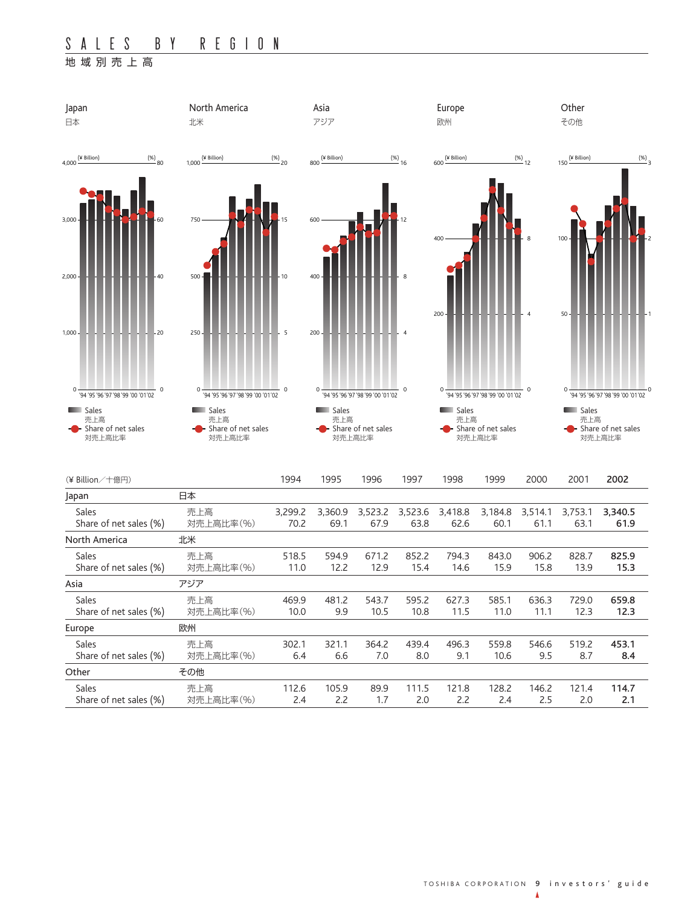# SALES BY REGION
地域別売上高

Japan
日本

North America
北米

Asia
アジア

Europe
欧州

Other
その他

Sales
売上高

Share of net sales
対売上高比率

| (¥ Billion／十億円) | | 1994 | 1995 | 1996 | 1997 | 1998 | 1999 | 2000 | 2001 | **2002** |
|---|---|---|---|---|---|---|---|---|---|---|
| Japan | 日本 | | | | | | | | | |
| Sales | 売上高 | 3,299.2 | 3,360.9 | 3,523.2 | 3,523.6 | 3,418.8 | 3,184.8 | 3,514.1 | 3,753.1 | **3,340.5** |
| Share of net sales (%) | 対売上高比率(%) | 70.2 | 69.1 | 67.9 | 63.8 | 62.6 | 60.1 | 61.1 | 63.1 | **61.9** |
| North America | 北米 | | | | | | | | | |
| Sales | 売上高 | 518.5 | 594.9 | 671.2 | 852.2 | 794.3 | 843.0 | 906.2 | 828.7 | **825.9** |
| Share of net sales (%) | 対売上高比率(%) | 11.0 | 12.2 | 12.9 | 15.4 | 14.6 | 15.9 | 15.8 | 13.9 | **15.3** |
| Asia | アジア | | | | | | | | | |
| Sales | 売上高 | 469.9 | 481.2 | 543.7 | 595.2 | 627.3 | 585.1 | 636.3 | 729.0 | **659.8** |
| Share of net sales (%) | 対売上高比率(%) | 10.0 | 9.9 | 10.5 | 10.8 | 11.5 | 11.0 | 11.1 | 12.3 | **12.3** |
| Europe | 欧州 | | | | | | | | | |
| Sales | 売上高 | 302.1 | 321.1 | 364.2 | 439.4 | 496.3 | 559.8 | 546.6 | 519.2 | **453.1** |
| Share of net sales (%) | 対売上高比率(%) | 6.4 | 6.6 | 7.0 | 8.0 | 9.1 | 10.6 | 9.5 | 8.7 | **8.4** |
| Other | その他 | | | | | | | | | |
| Sales | 売上高 | 112.6 | 105.9 | 89.9 | 111.5 | 121.8 | 128.2 | 146.2 | 121.4 | **114.7** |
| Share of net sales (%) | 対売上高比率(%) | 2.4 | 2.2 | 1.7 | 2.0 | 2.2 | 2.4 | 2.5 | 2.0 | **2.1** |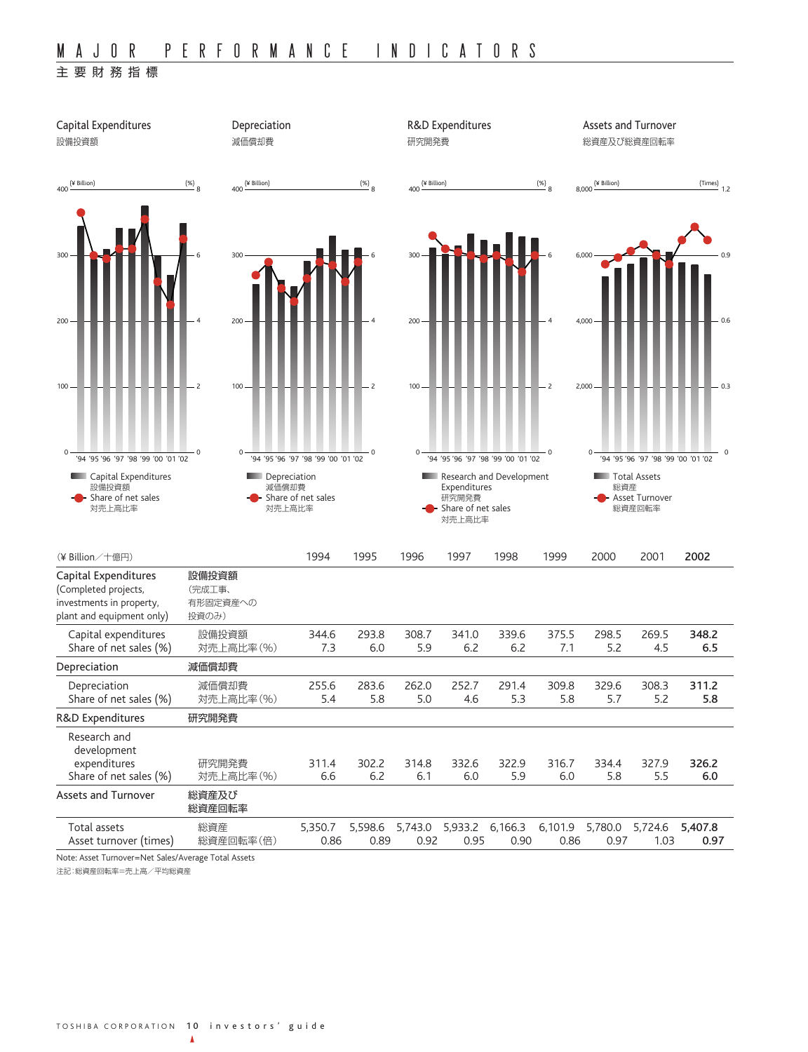# MAJOR PERFORMANCE INDICATORS

主要財務指標

### Capital Expenditures
設備投資額

(¥ Billion) (%)

- Capital Expenditures 設備投資額
- Share of net sales 対売上高比率

### Depreciation
減価償却費

(¥ Billion) (%)

- Depreciation 減価償却費
- Share of net sales 対売上高比率

### R&D Expenditures
研究開発費

(¥ Billion) (%)

- Research and Development Expenditures 研究開発費
- Share of net sales 対売上高比率

### Assets and Turnover
総資産及び総資産回転率

(¥ Billion) (Times)

- Total Assets 総資産
- Asset Turnover 総資産回転率

| (¥ Billion／十億円) | | 1994 | 1995 | 1996 | 1997 | 1998 | 1999 | 2000 | 2001 | **2002** |
|---|---|---|---|---|---|---|---|---|---|---|
| Capital Expenditures (Completed projects, investments in property, plant and equipment only) | **設備投資額** (完成工事、有形固定資産への投資のみ) | | | | | | | | | |
| Capital expenditures | 設備投資額 | 344.6 | 293.8 | 308.7 | 341.0 | 339.6 | 375.5 | 298.5 | 269.5 | **348.2** |
| Share of net sales (%) | 対売上高比率(%) | 7.3 | 6.0 | 5.9 | 6.2 | 6.2 | 7.1 | 5.2 | 4.5 | **6.5** |
| Depreciation | **減価償却費** | | | | | | | | | |
| Depreciation | 減価償却費 | 255.6 | 283.6 | 262.0 | 252.7 | 291.4 | 309.8 | 329.6 | 308.3 | **311.2** |
| Share of net sales (%) | 対売上高比率(%) | 5.4 | 5.8 | 5.0 | 4.6 | 5.3 | 5.8 | 5.7 | 5.2 | **5.8** |
| R&D Expenditures | **研究開発費** | | | | | | | | | |
| Research and development expenditures | 研究開発費 | 311.4 | 302.2 | 314.8 | 332.6 | 322.9 | 316.7 | 334.4 | 327.9 | **326.2** |
| Share of net sales (%) | 対売上高比率(%) | 6.6 | 6.2 | 6.1 | 6.0 | 5.9 | 6.0 | 5.8 | 5.5 | **6.0** |
| Assets and Turnover | **総資産及び総資産回転率** | | | | | | | | | |
| Total assets | 総資産 | 5,350.7 | 5,598.6 | 5,743.0 | 5,933.2 | 6,166.3 | 6,101.9 | 5,780.0 | 5,724.6 | **5,407.8** |
| Asset turnover (times) | 総資産回転率(倍) | 0.86 | 0.89 | 0.92 | 0.95 | 0.90 | 0.86 | 0.97 | 1.03 | **0.97** |

Note: Asset Turnover=Net Sales/Average Total Assets

注記：総資産回転率＝売上高／平均総資産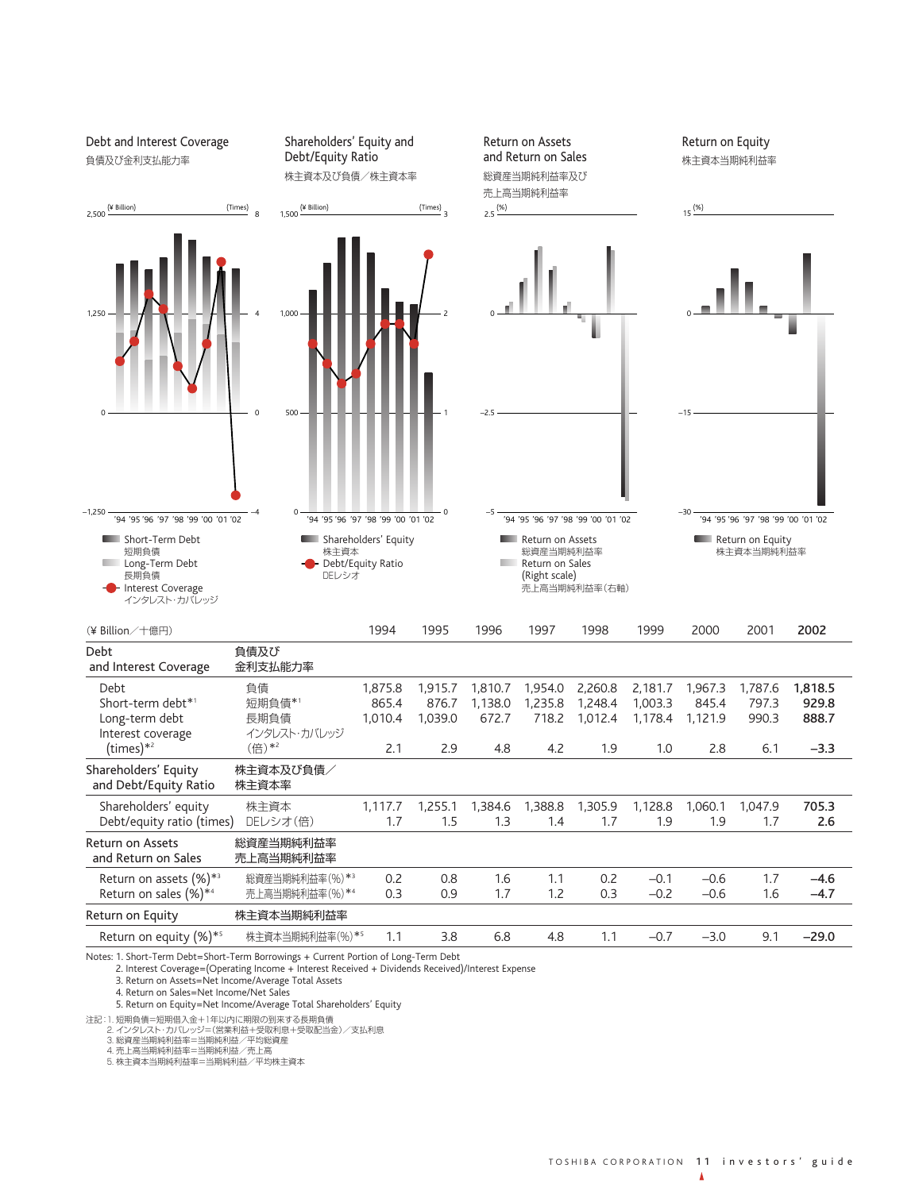## Debt and Interest Coverage
負債及び金利支払能力率

(¥ Billion) (Times)

- Short-Term Debt 短期負債
- Long-Term Debt 長期負債
- Interest Coverage インタレスト･カバレッジ

## Shareholders' Equity and Debt/Equity Ratio
株主資本及び負債／株主資本率

(¥ Billion) (Times)

- Shareholders' Equity 株主資本
- Debt/Equity Ratio DEレシオ

## Return on Assets and Return on Sales
総資産当期純利益率及び売上高当期純利益率

(%)

- Return on Assets 総資産当期純利益率
- Return on Sales (Right scale) 売上高当期純利益率（右軸）

## Return on Equity
株主資本当期純利益率

(%)

- Return on Equity 株主資本当期純利益率

| (¥ Billion／十億円) | | 1994 | 1995 | 1996 | 1997 | 1998 | 1999 | 2000 | 2001 | **2002** |
|---|---|---|---|---|---|---|---|---|---|---|
| **Debt and Interest Coverage** | **負債及び金利支払能力率** | | | | | | | | | |
| Debt | 負債 | 1,875.8 | 1,915.7 | 1,810.7 | 1,954.0 | 2,260.8 | 2,181.7 | 1,967.3 | 1,787.6 | **1,818.5** |
| Short-term debt*1 | 短期負債*1 | 865.4 | 876.7 | 1,138.0 | 1,235.8 | 1,248.4 | 1,003.3 | 845.4 | 797.3 | **929.8** |
| Long-term debt | 長期負債 | 1,010.4 | 1,039.0 | 672.7 | 718.2 | 1,012.4 | 1,178.4 | 1,121.9 | 990.3 | **888.7** |
| Interest coverage (times)*2 | インタレスト･カバレッジ(倍)*2 | 2.1 | 2.9 | 4.8 | 4.2 | 1.9 | 1.0 | 2.8 | 6.1 | **−3.3** |
| **Shareholders' Equity and Debt/Equity Ratio** | **株主資本及び負債／株主資本率** | | | | | | | | | |
| Shareholders' equity | 株主資本 | 1,117.7 | 1,255.1 | 1,384.6 | 1,388.8 | 1,305.9 | 1,128.8 | 1,060.1 | 1,047.9 | **705.3** |
| Debt/equity ratio (times) | DEレシオ(倍) | 1.7 | 1.5 | 1.3 | 1.4 | 1.7 | 1.9 | 1.9 | 1.7 | **2.6** |
| **Return on Assets and Return on Sales** | **総資産当期純利益率 売上高当期純利益率** | | | | | | | | | |
| Return on assets (%)*3 | 総資産当期純利益率(%)*3 | 0.2 | 0.8 | 1.6 | 1.1 | 0.2 | −0.1 | −0.6 | 1.7 | **−4.6** |
| Return on sales (%)*4 | 売上高当期純利益率(%)*4 | 0.3 | 0.9 | 1.7 | 1.2 | 0.3 | −0.2 | −0.6 | 1.6 | **−4.7** |
| **Return on Equity** | **株主資本当期純利益率** | | | | | | | | | |
| Return on equity (%)*5 | 株主資本当期純利益率(%)*5 | 1.1 | 3.8 | 6.8 | 4.8 | 1.1 | −0.7 | −3.0 | 9.1 | **−29.0** |

Notes: 1. Short-Term Debt=Short-Term Borrowings + Current Portion of Long-Term Debt
2. Interest Coverage=(Operating Income + Interest Received + Dividends Received)/Interest Expense
3. Return on Assets=Net Income/Average Total Assets
4. Return on Sales=Net Income/Net Sales
5. Return on Equity=Net Income/Average Total Shareholders' Equity

注記：1. 短期負債＝短期借入金＋1年以内に期限の到来する長期負債
2. インタレスト･カバレッジ＝(営業利益＋受取利息＋受取配当金)／支払利息
3. 総資産当期純利益率＝当期純利益／平均総資産
4. 売上高当期純利益率＝当期純利益／売上高
5. 株主資本当期純利益率＝当期純利益／平均株主資本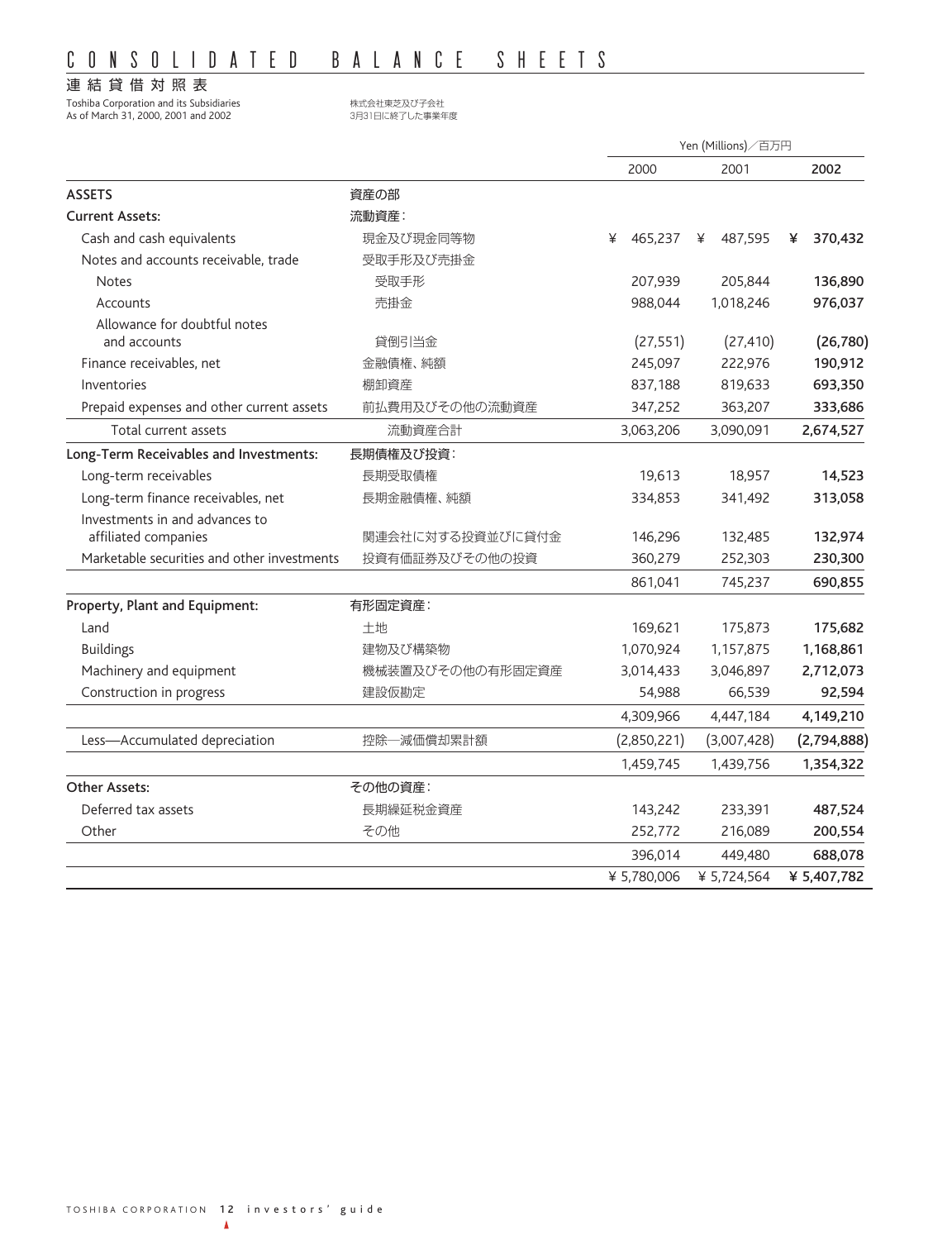# CONSOLIDATED BALANCE SHEETS

## 連結貸借対照表

Toshiba Corporation and its Subsidiaries
As of March 31, 2000, 2001 and 2002

株式会社東芝及び子会社
3月31日に終了した事業年度

| | | Yen (Millions)／百万円 | | |
|---|---|---|---|---|
| | | 2000 | 2001 | **2002** |
| **ASSETS** | **資産の部** | | | |
| **Current Assets:** | **流動資産：** | | | |
| Cash and cash equivalents | 現金及び現金同等物 | ¥ 465,237 | ¥ 487,595 | **¥ 370,432** |
| Notes and accounts receivable, trade | 受取手形及び売掛金 | | | |
| Notes | 受取手形 | 207,939 | 205,844 | **136,890** |
| Accounts | 売掛金 | 988,044 | 1,018,246 | **976,037** |
| Allowance for doubtful notes and accounts | 貸倒引当金 | (27,551) | (27,410) | **(26,780)** |
| Finance receivables, net | 金融債権、純額 | 245,097 | 222,976 | **190,912** |
| Inventories | 棚卸資産 | 837,188 | 819,633 | **693,350** |
| Prepaid expenses and other current assets | 前払費用及びその他の流動資産 | 347,252 | 363,207 | **333,686** |
| Total current assets | 流動資産合計 | 3,063,206 | 3,090,091 | **2,674,527** |
| **Long-Term Receivables and Investments:** | **長期債権及び投資：** | | | |
| Long-term receivables | 長期受取債権 | 19,613 | 18,957 | **14,523** |
| Long-term finance receivables, net | 長期金融債権、純額 | 334,853 | 341,492 | **313,058** |
| Investments in and advances to affiliated companies | 関連会社に対する投資並びに貸付金 | 146,296 | 132,485 | **132,974** |
| Marketable securities and other investments | 投資有価証券及びその他の投資 | 360,279 | 252,303 | **230,300** |
| | | 861,041 | 745,237 | **690,855** |
| **Property, Plant and Equipment:** | **有形固定資産：** | | | |
| Land | 土地 | 169,621 | 175,873 | **175,682** |
| Buildings | 建物及び構築物 | 1,070,924 | 1,157,875 | **1,168,861** |
| Machinery and equipment | 機械装置及びその他の有形固定資産 | 3,014,433 | 3,046,897 | **2,712,073** |
| Construction in progress | 建設仮勘定 | 54,988 | 66,539 | **92,594** |
| | | 4,309,966 | 4,447,184 | **4,149,210** |
| Less—Accumulated depreciation | 控除—減価償却累計額 | (2,850,221) | (3,007,428) | **(2,794,888)** |
| | | 1,459,745 | 1,439,756 | **1,354,322** |
| **Other Assets:** | **その他の資産：** | | | |
| Deferred tax assets | 長期繰延税金資産 | 143,242 | 233,391 | **487,524** |
| Other | その他 | 252,772 | 216,089 | **200,554** |
| | | 396,014 | 449,480 | **688,078** |
| | | ¥ 5,780,006 | ¥ 5,724,564 | **¥ 5,407,782** |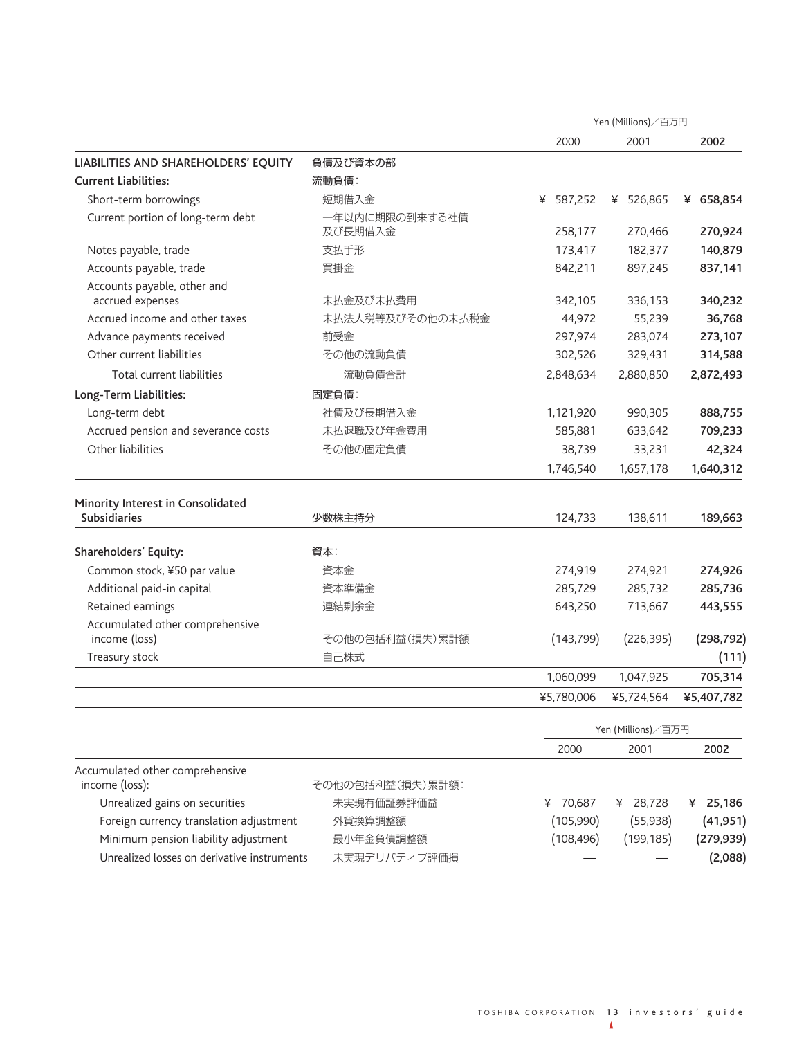| | | Yen (Millions)／百万円 | | |
|---|---|---|---|---|
| | | 2000 | 2001 | **2002** |
| **LIABILITIES AND SHAREHOLDERS' EQUITY** | **負債及び資本の部** | | | |
| **Current Liabilities:** | **流動負債:** | | | |
| Short-term borrowings | 短期借入金 | ¥ 587,252 | ¥ 526,865 | **¥ 658,854** |
| Current portion of long-term debt | 一年以内に期限の到来する社債及び長期借入金 | 258,177 | 270,466 | **270,924** |
| Notes payable, trade | 支払手形 | 173,417 | 182,377 | **140,879** |
| Accounts payable, trade | 買掛金 | 842,211 | 897,245 | **837,141** |
| Accounts payable, other and accrued expenses | 未払金及び未払費用 | 342,105 | 336,153 | **340,232** |
| Accrued income and other taxes | 未払法人税等及びその他の未払税金 | 44,972 | 55,239 | **36,768** |
| Advance payments received | 前受金 | 297,974 | 283,074 | **273,107** |
| Other current liabilities | その他の流動負債 | 302,526 | 329,431 | **314,588** |
| Total current liabilities | 流動負債合計 | 2,848,634 | 2,880,850 | **2,872,493** |
| **Long-Term Liabilities:** | **固定負債:** | | | |
| Long-term debt | 社債及び長期借入金 | 1,121,920 | 990,305 | **888,755** |
| Accrued pension and severance costs | 未払退職及び年金費用 | 585,881 | 633,642 | **709,233** |
| Other liabilities | その他の固定負債 | 38,739 | 33,231 | **42,324** |
| | | 1,746,540 | 1,657,178 | **1,640,312** |
| **Minority Interest in Consolidated Subsidiaries** | **少数株主持分** | 124,733 | 138,611 | **189,663** |
| **Shareholders' Equity:** | **資本:** | | | |
| Common stock, ¥50 par value | 資本金 | 274,919 | 274,921 | **274,926** |
| Additional paid-in capital | 資本準備金 | 285,729 | 285,732 | **285,736** |
| Retained earnings | 連結剰余金 | 643,250 | 713,667 | **443,555** |
| Accumulated other comprehensive income (loss) | その他の包括利益(損失)累計額 | (143,799) | (226,395) | **(298,792)** |
| Treasury stock | 自己株式 | | | **(111)** |
| | | 1,060,099 | 1,047,925 | **705,314** |
| | | ¥5,780,006 | ¥5,724,564 | **¥5,407,782** |

| | | Yen (Millions)／百万円 | | |
|---|---|---|---|---|
| | | 2000 | 2001 | **2002** |
| Accumulated other comprehensive income (loss): | その他の包括利益(損失)累計額: | | | |
| Unrealized gains on securities | 未実現有価証券評価益 | ¥ 70,687 | ¥ 28,728 | **¥ 25,186** |
| Foreign currency translation adjustment | 外貨換算調整額 | (105,990) | (55,938) | **(41,951)** |
| Minimum pension liability adjustment | 最小年金負債調整額 | (108,496) | (199,185) | **(279,939)** |
| Unrealized losses on derivative instruments | 未実現デリバティブ評価損 | — | — | **(2,088)** |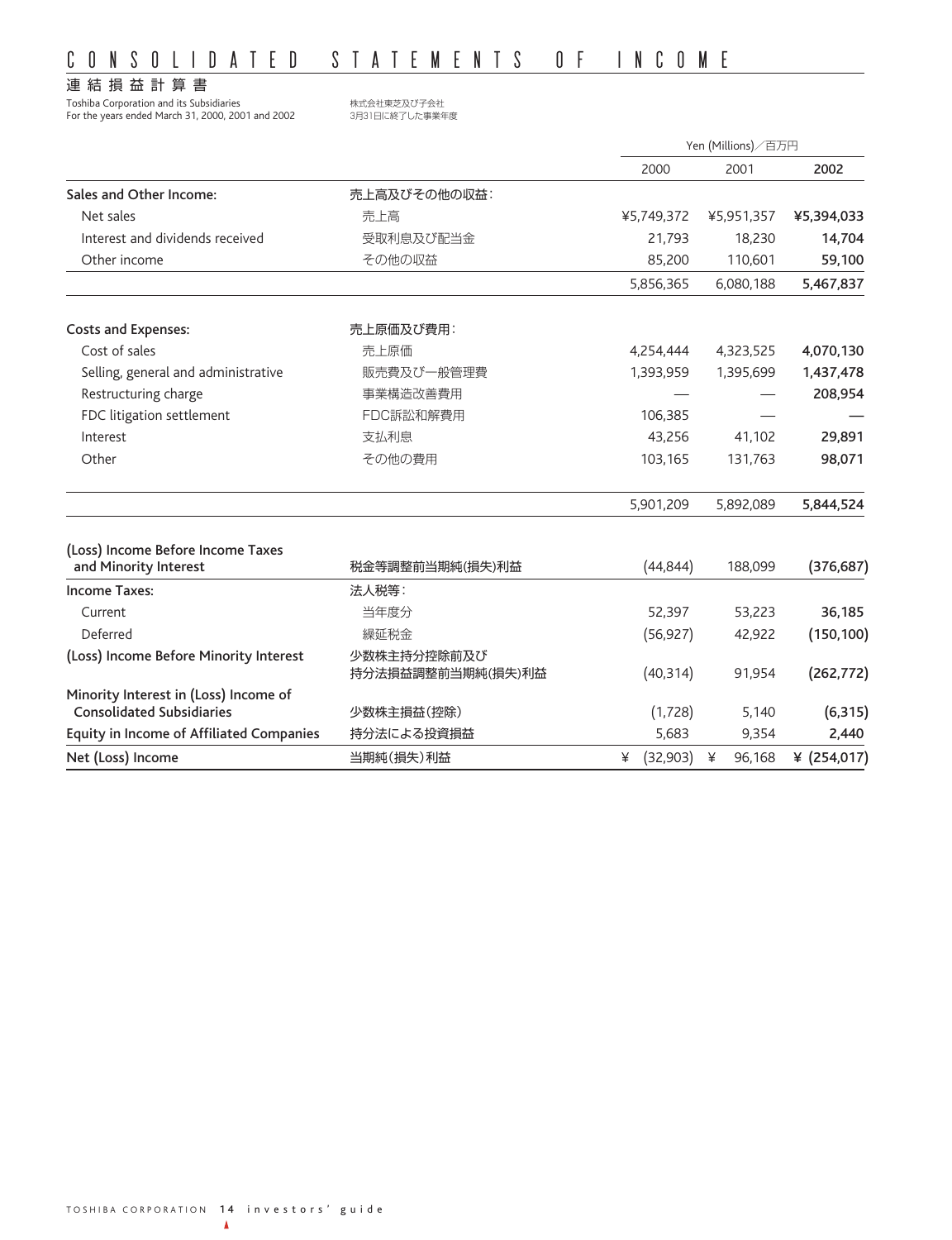# CONSOLIDATED STATEMENTS OF INCOME

## 連結損益計算書

Toshiba Corporation and its Subsidiaries
For the years ended March 31, 2000, 2001 and 2002

株式会社東芝及び子会社
3月31日に終了した事業年度

| | | Yen (Millions)／百万円 | | |
|---|---|---|---|---|
| | | 2000 | 2001 | **2002** |
| **Sales and Other Income:** | **売上高及びその他の収益:** | | | |
| Net sales | 売上高 | ¥5,749,372 | ¥5,951,357 | **¥5,394,033** |
| Interest and dividends received | 受取利息及び配当金 | 21,793 | 18,230 | **14,704** |
| Other income | その他の収益 | 85,200 | 110,601 | **59,100** |
| | | 5,856,365 | 6,080,188 | **5,467,837** |
| **Costs and Expenses:** | **売上原価及び費用:** | | | |
| Cost of sales | 売上原価 | 4,254,444 | 4,323,525 | **4,070,130** |
| Selling, general and administrative | 販売費及び一般管理費 | 1,393,959 | 1,395,699 | **1,437,478** |
| Restructuring charge | 事業構造改善費用 | — | — | **208,954** |
| FDC litigation settlement | FDC訴訟和解費用 | 106,385 | — | **—** |
| Interest | 支払利息 | 43,256 | 41,102 | **29,891** |
| Other | その他の費用 | 103,165 | 131,763 | **98,071** |
| | | 5,901,209 | 5,892,089 | **5,844,524** |
| **(Loss) Income Before Income Taxes and Minority Interest** | **税金等調整前当期純(損失)利益** | (44,844) | 188,099 | **(376,687)** |
| **Income Taxes:** | **法人税等:** | | | |
| Current | 当年度分 | 52,397 | 53,223 | **36,185** |
| Deferred | 繰延税金 | (56,927) | 42,922 | **(150,100)** |
| **(Loss) Income Before Minority Interest** | **少数株主持分控除前及び持分法損益調整前当期純(損失)利益** | (40,314) | 91,954 | **(262,772)** |
| **Minority Interest in (Loss) Income of Consolidated Subsidiaries** | **少数株主損益(控除)** | (1,728) | 5,140 | **(6,315)** |
| **Equity in Income of Affiliated Companies** | **持分法による投資損益** | 5,683 | 9,354 | **2,440** |
| **Net (Loss) Income** | **当期純(損失)利益** | ¥ (32,903) | ¥ 96,168 | **¥ (254,017)** |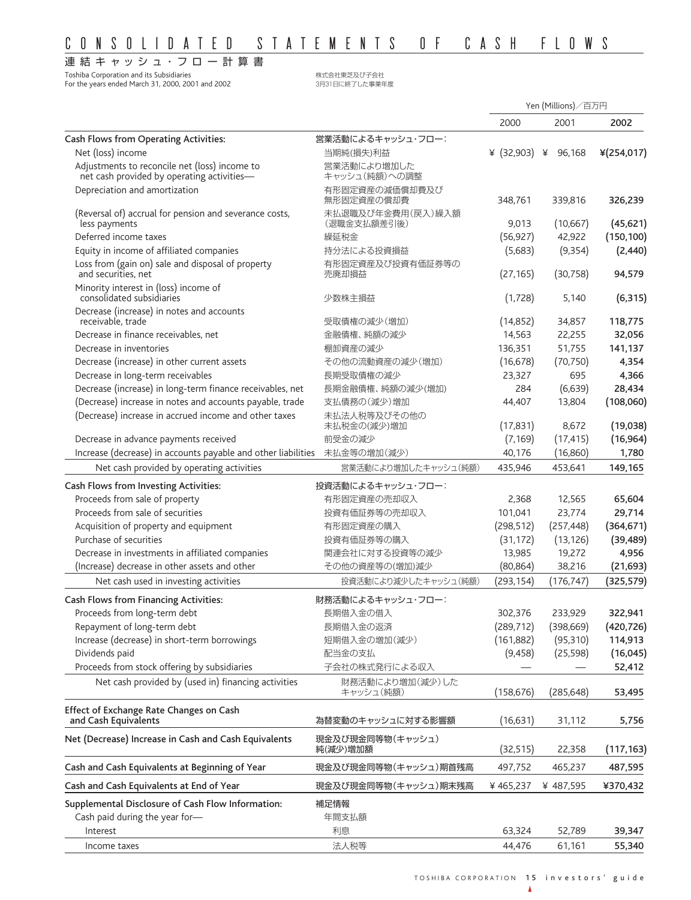# CONSOLIDATED STATEMENTS OF CASH FLOWS

## 連結キャッシュ・フロー計算書

Toshiba Corporation and its Subsidiaries
For the years ended March 31, 2000, 2001 and 2002

株式会社東芝及び子会社
3月31日に終了した事業年度

| | | Yen (Millions)／百万円 | | |
|---|---|---|---|---|
| | | 2000 | 2001 | 2002 |
| **Cash Flows from Operating Activities:** | 営業活動によるキャッシュ・フロー： | | | |
| Net (loss) income | 当期純(損失)利益 | ¥ (32,903) | ¥ 96,168 | **¥(254,017)** |
| Adjustments to reconcile net (loss) income to net cash provided by operating activities— | 営業活動により増加したキャッシュ(純額)への調整 | | | |
| Depreciation and amortization | 有形固定資産の減価償却費及び無形固定資産の償却費 | 348,761 | 339,816 | **326,239** |
| (Reversal of) accrual for pension and severance costs, less payments | 未払退職及び年金費用(戻入)繰入額(退職金支払額差引後) | 9,013 | (10,667) | **(45,621)** |
| Deferred income taxes | 繰延税金 | (56,927) | 42,922 | **(150,100)** |
| Equity in income of affiliated companies | 持分法による投資損益 | (5,683) | (9,354) | **(2,440)** |
| Loss from (gain on) sale and disposal of property and securities, net | 有形固定資産及び投資有価証券等の売廃却損益 | (27,165) | (30,758) | **94,579** |
| Minority interest in (loss) income of consolidated subsidiaries | 少数株主損益 | (1,728) | 5,140 | **(6,315)** |
| Decrease (increase) in notes and accounts receivable, trade | 受取債権の減少(増加) | (14,852) | 34,857 | **118,775** |
| Decrease in finance receivables, net | 金融債権、純額の減少 | 14,563 | 22,255 | **32,056** |
| Decrease in inventories | 棚卸資産の減少 | 136,351 | 51,755 | **141,137** |
| Decrease (increase) in other current assets | その他の流動資産の減少(増加) | (16,678) | (70,750) | **4,354** |
| Decrease in long-term receivables | 長期受取債権の減少 | 23,327 | 695 | **4,366** |
| Decrease (increase) in long-term finance receivables, net | 長期金融債権、純額の減少(増加) | 284 | (6,639) | **28,434** |
| (Decrease) increase in notes and accounts payable, trade | 支払債務の(減少)増加 | 44,407 | 13,804 | **(108,060)** |
| (Decrease) increase in accrued income and other taxes | 未払法人税等及びその他の未払税金の(減少)増加 | (17,831) | 8,672 | **(19,038)** |
| Decrease in advance payments received | 前受金の減少 | (7,169) | (17,415) | **(16,964)** |
| Increase (decrease) in accounts payable and other liabilities | 未払金等の増加(減少) | 40,176 | (16,860) | **1,780** |
| Net cash provided by operating activities | 営業活動により増加したキャッシュ(純額) | 435,946 | 453,641 | **149,165** |
| **Cash Flows from Investing Activities:** | 投資活動によるキャッシュ・フロー： | | | |
| Proceeds from sale of property | 有形固定資産の売却収入 | 2,368 | 12,565 | **65,604** |
| Proceeds from sale of securities | 投資有価証券等の売却収入 | 101,041 | 23,774 | **29,714** |
| Acquisition of property and equipment | 有形固定資産の購入 | (298,512) | (257,448) | **(364,671)** |
| Purchase of securities | 投資有価証券等の購入 | (31,172) | (13,126) | **(39,489)** |
| Decrease in investments in affiliated companies | 関連会社に対する投資等の減少 | 13,985 | 19,272 | **4,956** |
| (Increase) decrease in other assets and other | その他の資産等の(増加)減少 | (80,864) | 38,216 | **(21,693)** |
| Net cash used in investing activities | 投資活動により減少したキャッシュ(純額) | (293,154) | (176,747) | **(325,579)** |
| **Cash Flows from Financing Activities:** | 財務活動によるキャッシュ・フロー： | | | |
| Proceeds from long-term debt | 長期借入金の借入 | 302,376 | 233,929 | **322,941** |
| Repayment of long-term debt | 長期借入金の返済 | (289,712) | (398,669) | **(420,726)** |
| Increase (decrease) in short-term borrowings | 短期借入金の増加(減少) | (161,882) | (95,310) | **114,913** |
| Dividends paid | 配当金の支払 | (9,458) | (25,598) | **(16,045)** |
| Proceeds from stock offering by subsidiaries | 子会社の株式発行による収入 | — | — | **52,412** |
| Net cash provided by (used in) financing activities | 財務活動により増加(減少)したキャッシュ(純額) | (158,676) | (285,648) | **53,495** |
| **Effect of Exchange Rate Changes on Cash and Cash Equivalents** | 為替変動のキャッシュに対する影響額 | (16,631) | 31,112 | **5,756** |
| **Net (Decrease) Increase in Cash and Cash Equivalents** | 現金及び現金同等物(キャッシュ)純(減少)増加額 | (32,515) | 22,358 | **(117,163)** |
| **Cash and Cash Equivalents at Beginning of Year** | 現金及び現金同等物(キャッシュ)期首残高 | 497,752 | 465,237 | **487,595** |
| **Cash and Cash Equivalents at End of Year** | 現金及び現金同等物(キャッシュ)期末残高 | ¥ 465,237 | ¥ 487,595 | **¥370,432** |
| **Supplemental Disclosure of Cash Flow Information:** | 補足情報 | | | |
| Cash paid during the year for— | 年間支払額 | | | |
| Interest | 利息 | 63,324 | 52,789 | **39,347** |
| Income taxes | 法人税等 | 44,476 | 61,161 | **55,340** |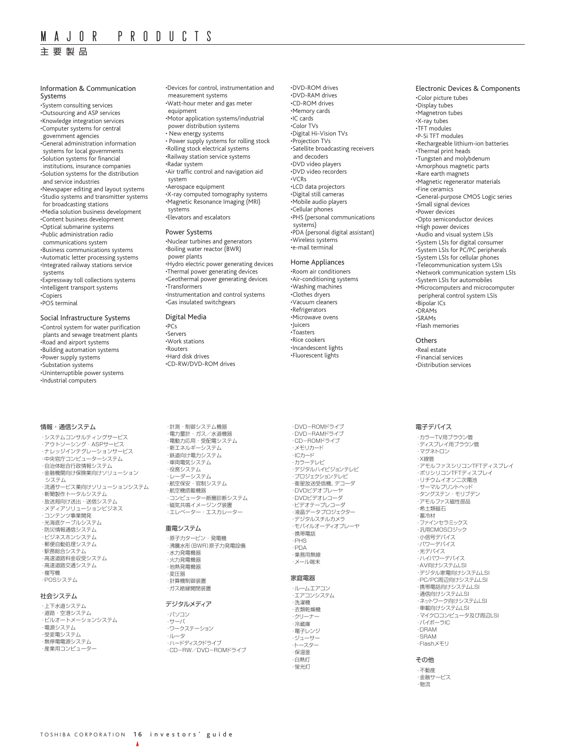# MAJOR PRODUCTS

# 主要製品

## Information & Communication Systems

- System consulting services
- Outsourcing and ASP services
- Knowledge integration services
- Computer systems for central government agencies
- General administration information systems for local governments
- Solution systems for financial institutions, insurance companies
- Solution systems for the distribution and service industries
- Newspaper editing and layout systems
- Studio systems and transmitter systems for broadcasting stations
- Media solution business development
- Content business development
- Optical submarine systems
- Public administration radio communications system
- Business communications systems
- Automatic letter processing systems
- Integrated railway stations service systems
- Expressway toll collections systems
- Intelligent transport systems
- Copiers
- POS terminal

## Social Infrastructure Systems

- Control system for water purification plants and sewage treatment plants
- Road and airport systems
- Building automation systems
- Power supply systems
- Substation systems
- Uninterruptible power systems
- Industrial computers
- Devices for control, instrumentation and measurement systems
- Watt-hour meter and gas meter equipment
- Motor application systems/industrial power distribution systems
- New energy systems
- Power supply systems for rolling stock
- Rolling stock electrical systems
- Railway station service systems
- Radar system
- Air traffic control and navigation aid system
- Aerospace equipment
- X-ray computed tomography systems
- Magnetic Resonance Imaging (MRI) systems
- Elevators and escalators

## Power Systems

- Nuclear turbines and generators
- Boiling water reactor (BWR) power plants
- Hydro electric power generating devices
- Thermal power generating devices
- Geothermal power generating devices
- Transformers
- Instrumentation and control systems
- Gas insulated switchgears

## Digital Media

- PCs
- Servers
- Work stations
- Routers
- Hard disk drives
- CD-RW/DVD-ROM drives
- DVD-ROM drives
- DVD-RAM drives
- CD-ROM drives
- Memory cards
- IC cards
- Color TVs
- Digital Hi-Vision TVs
- Projection TVs
- Satellite broadcasting receivers and decoders
- DVD video players
- DVD video recorders
- VCRs
- LCD data projectors
- Digital still cameras
- Mobile audio players
- Cellular phones
- PHS (personal communications systems)
- PDA (personal digital assistant)
- Wireless systems
- e-mail terminal

## Home Appliances

- Room air conditioners
- Air-conditioning systems
- Washing machines
- Clothes dryers
- Vacuum cleaners
- Refrigerators
- Microwave ovens
- Juicers
- Toasters
- Rice cookers
- Incandescent lights
- Fluorescent lights

## Electronic Devices & Components

- Color picture tubes
- Display tubes
- Magnetron tubes
- X-ray tubes
- TFT modules
- P-Si TFT modules
- Rechargeable lithium-ion batteries
- Thermal print heads
- Tungsten and molybdenum
- Amorphous magnetic parts
- Rare earth magnets
- Magnetic regenerator materials
- Fine ceramics
- General-purpose CMOS Logic series
- Small signal devices
- Power devices
- Opto semiconductor devices
- High power devices
- Audio and visual system LSIs
- System LSIs for digital consumer
- System LSIs for PC/PC peripherals
- System LSIs for cellular phones
- Telecommunication system LSIs
- Network communication system LSIs
- System LSIs for automobiles
- Microcomputers and microcomputer peripheral control system LSIs
- Bipolar ICs
- DRAMs
- SRAMs
- Flash memories

## Others

- Real estate
- Financial services
- Distribution services

## 情報・通信システム

- システムコンサルティングサービス
- アウトソーシング・ASPサービス
- ナレッジインテグレーションサービス
- 中央官庁コンピューターシステム
- 自治体総合行政情報システム
- 金融機関向け保険業向けソリューションシステム
- 流通サービス業向けソリューションシステム
- 新聞製作トータルシステム
- 放送局向け送出・送信システム
- メディアソリューションビジネス
- コンテンツ事業開発
- 光海底ケーブルシステム
- 防災情報通信システム
- ビジネスホンシステム
- 郵便自動処理システム
- 駅務総合システム
- 高速道路料金収受システム
- 高速道路交通システム
- 複写機
- POSシステム

## 社会システム

- 上下水道システム
- 道路・空港システム
- ビルオートメーションシステム
- 電源システム
- 受変電システム
- 無停電電源システム
- 産業用コンピューター
- 計測・制御システム機器
- 電力量計・ガス／水道機器
- 電動力応用・受配電システム
- 新エネルギーシステム
- 鉄道向け電力システム
- 車両電気システム
- 役務システム
- レーダーシステム
- 航空保安・官制システム
- 航空機搭載機器
- コンピューター断層診断システム
- 磁気共鳴イメージング装置
- エレベーター・エスカレーター

## 重電システム

- 原子力タービン・発電機
- 沸騰水形（BWR）原子力発電設備
- 水力発電機器
- 火力発電機器
- 地熱発電機器
- 変圧器
- 計算機制御装置
- ガス絶縁開閉装置

## デジタルメディア

- パソコン
- サーバ
- ワークステーション
- ルータ
- ハードディスクドライブ
- CD−RW／DVD−ROMドライブ
- DVD−ROMドライブ
- DVD−RAMドライブ
- CD−ROMドライブ
- メモリカード
- ICカード
- カラーテレビ
- デジタルハイビジョンテレビ
- プロジェクションテレビ
- 衛星放送受信機、デコーダ
- DVDビデオプレーヤ
- DVDビデオレコーダ
- ビデオテープレコーダ
- 液晶データプロジェクター
- デジタルスチルカメラ
- モバイルオーディオプレーヤ
- 携帯電話
- PHS
- PDA
- 業務用無線
- メール端末

## 家庭電器

- ルームエアコン
- エアコンシステム
- 洗濯機
- 衣類乾燥機
- クリーナー
- 冷蔵庫
- 電子レンジ
- ジューサー
- トースター
- 保温釜
- 白熱灯
- 蛍光灯

## 電子デバイス

- カラーTV用ブラウン管
- ディスプレイ用ブラウン管
- マグネトロン
- X線管
- アモルファスシリコンTFTディスプレイ
- ポリシリコンTFTディスプレイ
- リチウムイオン二次電池
- サーマルプリントヘッド
- タングステン・モリブデン
- アモルファス磁性部品
- 希土類磁石
- 蓄冷材
- ファインセラミックス
- 汎用CMOSロジック
- 小信号デバイス
- パワーデバイス
- 光デバイス
- ハイパワーデバイス
- AV向けシステムLSI
- デジタル家電向けシステムLSI
- PC/PC周辺向けシステムLSI
- 携帯電話向けシステムLSI
- 通信向けシステムLSI
- ネットワーク向けシステムLSI
- 車載向けシステムLSI
- マイクロコンピュータ及び周辺LSI
- バイポーラIC
- DRAM
- SRAM
- Flashメモリ

## その他

- 不動産
- 金融サービス
- 物流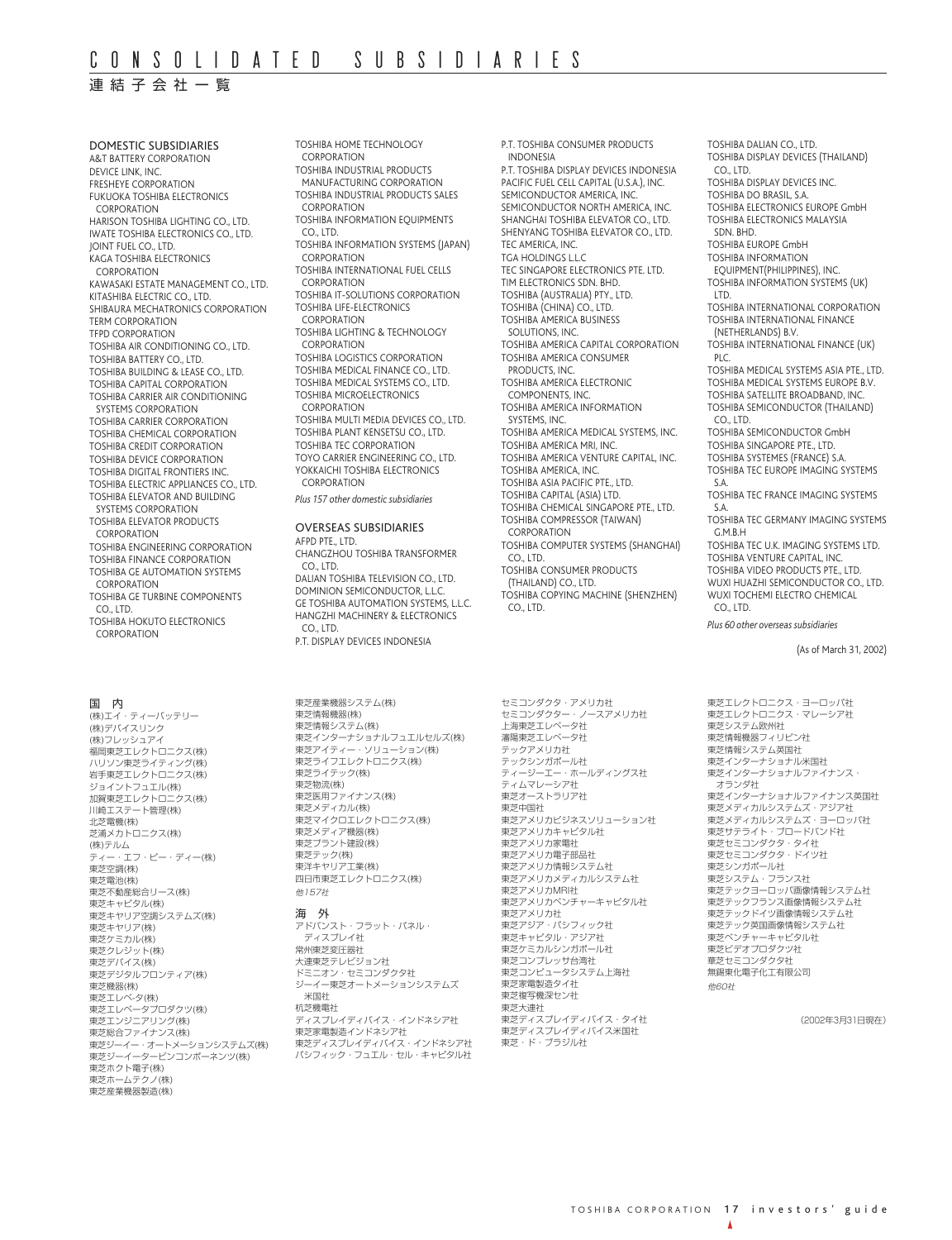# CONSOLIDATED SUBSIDIARIES

## 連結子会社一覧

### DOMESTIC SUBSIDIARIES

A&T BATTERY CORPORATION
DEVICE LINK, INC.
FRESHEYE CORPORATION
FUKUOKA TOSHIBA ELECTRONICS CORPORATION
HARISON TOSHIBA LIGHTING CO., LTD.
IWATE TOSHIBA ELECTRONICS CO., LTD.
JOINT FUEL CO., LTD.
KAGA TOSHIBA ELECTRONICS CORPORATION
KAWASAKI ESTATE MANAGEMENT CO., LTD.
KITASHIBA ELECTRIC CO., LTD.
SHIBAURA MECHATRONICS CORPORATION
TERM CORPORATION
TFPD CORPORATION
TOSHIBA AIR CONDITIONING CO., LTD.
TOSHIBA BATTERY CO., LTD.
TOSHIBA BUILDING & LEASE CO., LTD.
TOSHIBA CAPITAL CORPORATION
TOSHIBA CARRIER AIR CONDITIONING SYSTEMS CORPORATION
TOSHIBA CARRIER CORPORATION
TOSHIBA CHEMICAL CORPORATION
TOSHIBA CREDIT CORPORATION
TOSHIBA DEVICE CORPORATION
TOSHIBA DIGITAL FRONTIERS INC.
TOSHIBA ELECTRIC APPLIANCES CO., LTD.
TOSHIBA ELEVATOR AND BUILDING SYSTEMS CORPORATION
TOSHIBA ELEVATOR PRODUCTS CORPORATION
TOSHIBA ENGINEERING CORPORATION
TOSHIBA FINANCE CORPORATION
TOSHIBA GE AUTOMATION SYSTEMS CORPORATION
TOSHIBA GE TURBINE COMPONENTS CO., LTD.
TOSHIBA HOKUTO ELECTRONICS CORPORATION
TOSHIBA HOME TECHNOLOGY CORPORATION
TOSHIBA INDUSTRIAL PRODUCTS MANUFACTURING CORPORATION
TOSHIBA INDUSTRIAL PRODUCTS SALES CORPORATION
TOSHIBA INFORMATION EQUIPMENTS CO., LTD.
TOSHIBA INFORMATION SYSTEMS (JAPAN) CORPORATION
TOSHIBA INTERNATIONAL FUEL CELLS CORPORATION
TOSHIBA IT-SOLUTIONS CORPORATION
TOSHIBA LIFE-ELECTRONICS CORPORATION
TOSHIBA LIGHTING & TECHNOLOGY CORPORATION
TOSHIBA LOGISTICS CORPORATION
TOSHIBA MEDICAL FINANCE CO., LTD.
TOSHIBA MEDICAL SYSTEMS CO., LTD.
TOSHIBA MICROELECTRONICS CORPORATION
TOSHIBA MULTI MEDIA DEVICES CO., LTD.
TOSHIBA PLANT KENSETSU CO., LTD.
TOSHIBA TEC CORPORATION
TOYO CARRIER ENGINEERING CO., LTD.
YOKKAICHI TOSHIBA ELECTRONICS CORPORATION

*Plus 157 other domestic subsidiaries*

### OVERSEAS SUBSIDIARIES

AFPD PTE., LTD.
CHANGZHOU TOSHIBA TRANSFORMER CO., LTD.
DALIAN TOSHIBA TELEVISION CO., LTD.
DOMINION SEMICONDUCTOR, L.L.C.
GE TOSHIBA AUTOMATION SYSTEMS, L.L.C.
HANGZHI MACHINERY & ELECTRONICS CO., LTD.
P.T. DISPLAY DEVICES INDONESIA
P.T. TOSHIBA CONSUMER PRODUCTS INDONESIA
P.T. TOSHIBA DISPLAY DEVICES INDONESIA
PACIFIC FUEL CELL CAPITAL (U.S.A.), INC.
SEMICONDUCTOR AMERICA, INC.
SEMICONDUCTOR NORTH AMERICA, INC.
SHANGHAI TOSHIBA ELEVATOR CO., LTD.
SHENYANG TOSHIBA ELEVATOR CO., LTD.
TEC AMERICA, INC.
TGA HOLDINGS L.L.C
TEC SINGAPORE ELECTRONICS PTE. LTD.
TIM ELECTRONICS SDN. BHD.
TOSHIBA (AUSTRALIA) PTY., LTD.
TOSHIBA (CHINA) CO., LTD.
TOSHIBA AMERICA BUSINESS SOLUTIONS, INC.
TOSHIBA AMERICA CAPITAL CORPORATION
TOSHIBA AMERICA CONSUMER PRODUCTS, INC.
TOSHIBA AMERICA ELECTRONIC COMPONENTS, INC.
TOSHIBA AMERICA INFORMATION SYSTEMS, INC.
TOSHIBA AMERICA MEDICAL SYSTEMS, INC.
TOSHIBA AMERICA MRI, INC.
TOSHIBA AMERICA VENTURE CAPITAL, INC.
TOSHIBA AMERICA, INC.
TOSHIBA ASIA PACIFIC PTE., LTD.
TOSHIBA CAPITAL (ASIA) LTD.
TOSHIBA CHEMICAL SINGAPORE PTE., LTD.
TOSHIBA COMPRESSOR (TAIWAN) CORPORATION
TOSHIBA COMPUTER SYSTEMS (SHANGHAI) CO., LTD.
TOSHIBA CONSUMER PRODUCTS (THAILAND) CO., LTD.
TOSHIBA COPYING MACHINE (SHENZHEN) CO., LTD.
TOSHIBA DALIAN CO., LTD.
TOSHIBA DISPLAY DEVICES (THAILAND) CO., LTD.
TOSHIBA DISPLAY DEVICES INC.
TOSHIBA DO BRASIL, S.A.
TOSHIBA ELECTRONICS EUROPE GmbH
TOSHIBA ELECTRONICS MALAYSIA SDN. BHD.
TOSHIBA EUROPE GmbH
TOSHIBA INFORMATION EQUIPMENT(PHILIPPINES), INC.
TOSHIBA INFORMATION SYSTEMS (UK) LTD.
TOSHIBA INTERNATIONAL CORPORATION
TOSHIBA INTERNATIONAL FINANCE (NETHERLANDS) B.V.
TOSHIBA INTERNATIONAL FINANCE (UK) PLC.
TOSHIBA MEDICAL SYSTEMS ASIA PTE., LTD.
TOSHIBA MEDICAL SYSTEMS EUROPE B.V.
TOSHIBA SATELLITE BROADBAND, INC.
TOSHIBA SEMICONDUCTOR (THAILAND) CO., LTD.
TOSHIBA SEMICONDUCTOR GmbH
TOSHIBA SINGAPORE PTE., LTD.
TOSHIBA SYSTEMES (FRANCE) S.A.
TOSHIBA TEC EUROPE IMAGING SYSTEMS S.A.
TOSHIBA TEC FRANCE IMAGING SYSTEMS S.A.
TOSHIBA TEC GERMANY IMAGING SYSTEMS G.M.B.H
TOSHIBA TEC U.K. IMAGING SYSTEMS LTD.
TOSHIBA VENTURE CAPITAL, INC.
TOSHIBA VIDEO PRODUCTS PTE., LTD.
WUXI HUAZHI SEMICONDUCTOR CO., LTD.
WUXI TOCHEMI ELECTRO CHEMICAL CO., LTD.

*Plus 60 other overseas subsidiaries*

(As of March 31, 2002)

### 国　内

(株)エイ・ティーバッテリー
(株)デバイスリンク
(株)フレッシュアイ
福岡東芝エレクトロニクス(株)
ハリソン東芝ライティング(株)
岩手東芝エレクトロニクス(株)
ジョイントフュエル(株)
加賀東芝エレクトロニクス(株)
川崎エステート管理(株)
北芝電機(株)
芝浦メカトロニクス(株)
(株)テルム
ティー・エフ・ピー・ディー(株)
東芝空調(株)
東芝電池(株)
東芝不動産総合リース(株)
東芝キャピタル(株)
東芝キヤリア空調システムズ(株)
東芝キヤリア(株)
東芝ケミカル(株)
東芝クレジット(株)
東芝デバイス(株)
東芝デジタルフロンティア(株)
東芝機器(株)
東芝エレベータ(株)
東芝エレベータプロダクツ(株)
東芝エンジニアリング(株)
東芝総合ファイナンス(株)
東芝ジーイー・オートメーションシステムズ(株)
東芝ジーイータービンコンポーネンツ(株)
東芝ホクト電子(株)
東芝ホームテクノ(株)
東芝産業機器製造(株)
東芝産業機器システム(株)
東芝情報機器(株)
東芝情報システム(株)
東芝インターナショナルフュエルセルズ(株)
東芝アイティー・ソリューション(株)
東芝ライフエレクトロニクス(株)
東芝ライテック(株)
東芝物流(株)
東芝医用ファイナンス(株)
東芝メディカル(株)
東芝マイクロエレクトロニクス(株)
東芝メディア機器(株)
東芝プラント建設(株)
東芝テック(株)
東洋キヤリア工業(株)
四日市東芝エレクトロニクス(株)

*他157社*

### 海　外

アドバンスト・フラット・パネル・ディスプレイ社
常州東芝変圧器社
大連東芝テレビジョン社
ドミニオン・セミコンダクタ社
ジーイー東芝オートメーションシステムズ米国社
杭芝機電社
ディスプレイデバイス・インドネシア社
東芝家電製造インドネシア社
東芝ディスプレイデバイス・インドネシア社
パシフィック・フュエル・セル・キャピタル社
セミコンダクタ・アメリカ社
セミコンダクター・ノースアメリカ社
上海東芝エレベータ社
瀋陽東芝エレベータ社
テックアメリカ社
テックシンガポール社
ティージーエー・ホールディングス社
ティムマレーシア社
東芝オーストラリア社
東芝中国社
東芝アメリカビジネスソリューション社
東芝アメリカキャピタル社
東芝アメリカ家電社
東芝アメリカ電子部品社
東芝アメリカ情報システム社
東芝アメリカメディカルシステム社
東芝アメリカMRI社
東芝アメリカベンチャーキャピタル社
東芝アメリカ社
東芝アジア・パシフィック社
東芝キャピタル・アジア社
東芝ケミカルシンガポール社
東芝コンプレッサ台湾社
東芝コンピュータシステム上海社
東芝家電製造タイ社
東芝複写機深セン社
東芝大連社
東芝ディスプレイデバイス・タイ社
東芝ディスプレイデバイス米国社
東芝・ド・ブラジル社
東芝エレクトロニクス・ヨーロッパ社
東芝エレクトロニクス・マレーシア社
東芝システム欧州社
東芝情報機器フィリピン社
東芝情報システム英国社
東芝インターナショナル米国社
東芝インターナショナルファイナンス・オランダ社
東芝インターナショナルファイナンス英国社
東芝メディカルシステムズ・アジア社
東芝メディカルシステムズ・ヨーロッパ社
東芝サテライト・ブロードバンド社
東芝セミコンダクタ・タイ社
東芝セミコンダクタ・ドイツ社
東芝シンガポール社
東芝システム・フランス社
東芝テックヨーロッパ画像情報システム社
東芝テックフランス画像情報システム社
東芝テックドイツ画像情報システム社
東芝テック英国画像情報システム社
東芝ベンチャーキャピタル社
東芝ビデオプロダクツ社
華芝セミコンダクタ社
無錫東化電子化工有限公司

*他60社*

(2002年3月31日現在)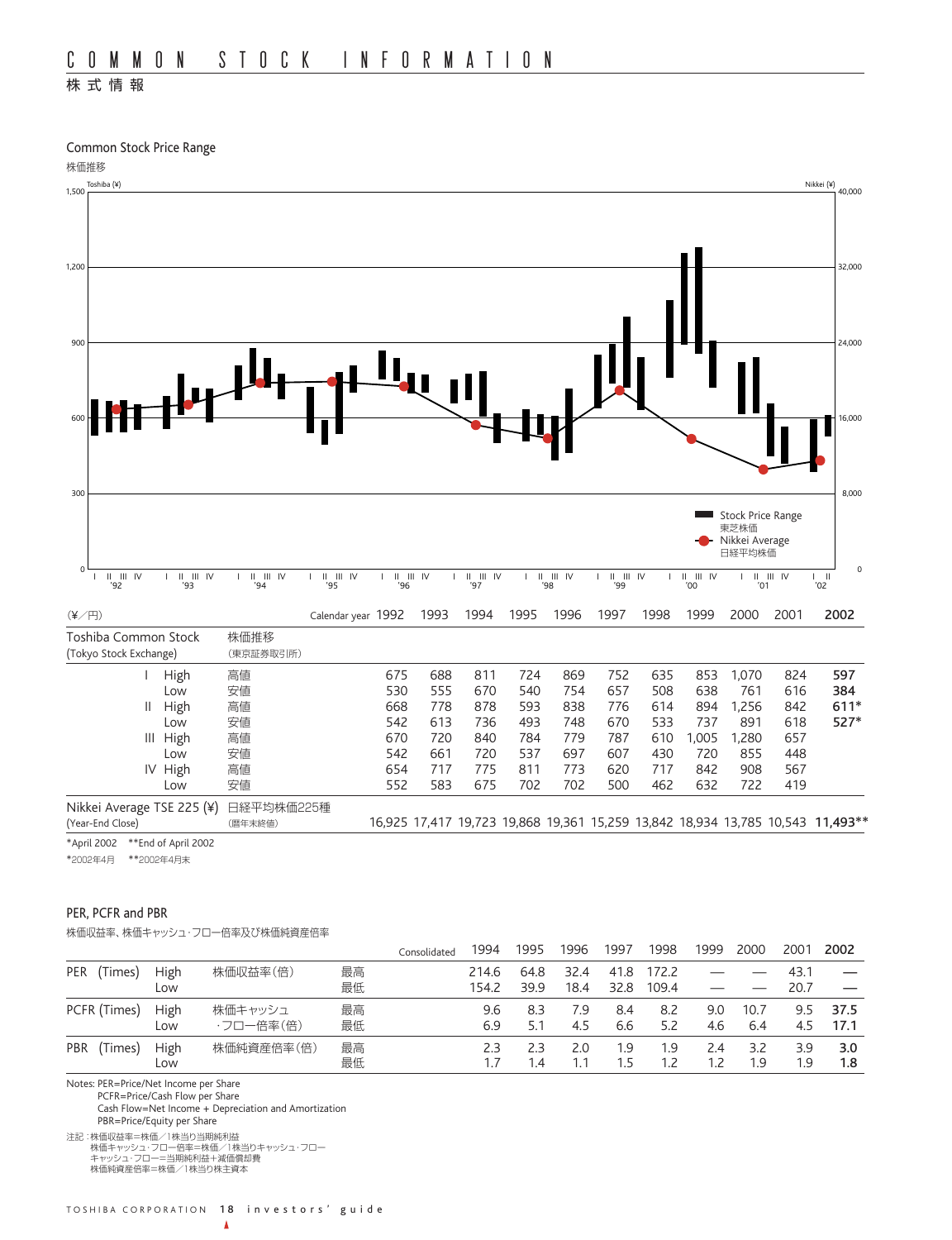# COMMON STOCK INFORMATION

株式情報

## Common Stock Price Range

株価推移

(¥／円)

| | | Calendar year | 1992 | 1993 | 1994 | 1995 | 1996 | 1997 | 1998 | 1999 | 2000 | 2001 | **2002** |
|---|---|---|---|---|---|---|---|---|---|---|---|---|---|
| Toshiba Common Stock (Tokyo Stock Exchange) | 株価推移 (東京証券取引所) | | | | | | | | | | | | |
| I High | 高値 | | 675 | 688 | 811 | 724 | 869 | 752 | 635 | 853 | 1,070 | 824 | **597** |
| Low | 安値 | | 530 | 555 | 670 | 540 | 754 | 657 | 508 | 638 | 761 | 616 | **384** |
| II High | 高値 | | 668 | 778 | 878 | 593 | 838 | 776 | 614 | 894 | 1,256 | 842 | **611*** |
| Low | 安値 | | 542 | 613 | 736 | 493 | 748 | 670 | 533 | 737 | 891 | 618 | **527*** |
| III High | 高値 | | 670 | 720 | 840 | 784 | 779 | 787 | 610 | 1,005 | 1,280 | 657 | |
| Low | 安値 | | 542 | 661 | 720 | 537 | 697 | 607 | 430 | 720 | 855 | 448 | |
| IV High | 高値 | | 654 | 717 | 775 | 811 | 773 | 620 | 717 | 842 | 908 | 567 | |
| Low | 安値 | | 552 | 583 | 675 | 702 | 702 | 500 | 462 | 632 | 722 | 419 | |
| Nikkei Average TSE 225 (¥) (Year-End Close) | 日経平均株価225種 (暦年末終値) | | 16,925 | 17,417 | 19,723 | 19,868 | 19,361 | 15,259 | 13,842 | 18,934 | 13,785 | 10,543 | **11,493**** |

*April 2002 **End of April 2002

*2002年4月 **2002年4月末

## PER, PCFR and PBR

株価収益率、株価キャッシュ・フロー倍率及び株価純資産倍率

| | | | | Consolidated | 1994 | 1995 | 1996 | 1997 | 1998 | 1999 | 2000 | 2001 | **2002** |
|---|---|---|---|---|---|---|---|---|---|---|---|---|---|
| PER (Times) | High | 株価収益率(倍) | 最高 | | 214.6 | 64.8 | 32.4 | 41.8 | 172.2 | — | — | 43.1 | **—** |
| | Low | | 最低 | | 154.2 | 39.9 | 18.4 | 32.8 | 109.4 | — | — | 20.7 | **—** |
| PCFR (Times) | High | 株価キャッシュ | 最高 | | 9.6 | 8.3 | 7.9 | 8.4 | 8.2 | 9.0 | 10.7 | 9.5 | **37.5** |
| | Low | ･フロー倍率(倍) | 最低 | | 6.9 | 5.1 | 4.5 | 6.6 | 5.2 | 4.6 | 6.4 | 4.5 | **17.1** |
| PBR (Times) | High | 株価純資産倍率(倍) | 最高 | | 2.3 | 2.3 | 2.0 | 1.9 | 1.9 | 2.4 | 3.2 | 3.9 | **3.0** |
| | Low | | 最低 | | 1.7 | 1.4 | 1.1 | 1.5 | 1.2 | 1.2 | 1.9 | 1.9 | **1.8** |

Notes: PER=Price/Net Income per Share
PCFR=Price/Cash Flow per Share
Cash Flow=Net Income + Depreciation and Amortization
PBR=Price/Equity per Share

注記：株価収益率=株価／1株当り当期純利益
株価キャッシュ･フロー倍率=株価／1株当りキャッシュ･フロー
キャッシュ･フロー=当期純利益+減価償却費
株価純資産倍率=株価／1株当り株主資本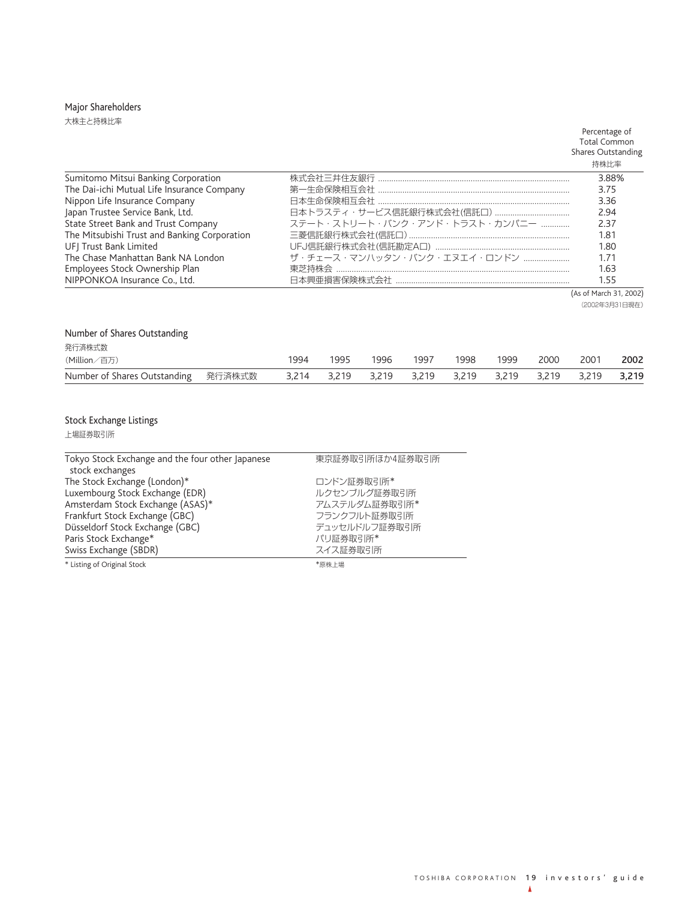## Major Shareholders

大株主と持株比率

| | | Percentage of Total Common Shares Outstanding 持株比率 |
|---|---|---|
| Sumitomo Mitsui Banking Corporation | 株式会社三井住友銀行 | 3.88% |
| The Dai-ichi Mutual Life Insurance Company | 第一生命保険相互会社 | 3.75 |
| Nippon Life Insurance Company | 日本生命保険相互会社 | 3.36 |
| Japan Trustee Service Bank, Ltd. | 日本トラスティ・サービス信託銀行株式会社(信託口) | 2.94 |
| State Street Bank and Trust Company | ステート・ストリート・バンク・アンド・トラスト・カンパニー | 2.37 |
| The Mitsubishi Trust and Banking Corporation | 三菱信託銀行株式会社(信託口) | 1.81 |
| UFJ Trust Bank Limited | UFJ信託銀行株式会社(信託勘定A口) | 1.80 |
| The Chase Manhattan Bank NA London | ザ・チェース・マンハッタン・バンク・エヌエイ・ロンドン | 1.71 |
| Employees Stock Ownership Plan | 東芝持株会 | 1.63 |
| NIPPONKOA Insurance Co., Ltd. | 日本興亜損害保険株式会社 | 1.55 |

(As of March 31, 2002)
(2002年3月31日現在)

## Number of Shares Outstanding

発行済株式数

| (Million／百万) | | 1994 | 1995 | 1996 | 1997 | 1998 | 1999 | 2000 | 2001 | **2002** |
|---|---|---|---|---|---|---|---|---|---|---|
| Number of Shares Outstanding | 発行済株式数 | 3,214 | 3,219 | 3,219 | 3,219 | 3,219 | 3,219 | 3,219 | 3,219 | **3,219** |

## Stock Exchange Listings

上場証券取引所

| | |
|---|---|
| Tokyo Stock Exchange and the four other Japanese stock exchanges | 東京証券取引所ほか4証券取引所 |
| The Stock Exchange (London)* | ロンドン証券取引所* |
| Luxembourg Stock Exchange (EDR) | ルクセンブルグ証券取引所 |
| Amsterdam Stock Exchange (ASAS)* | アムステルダム証券取引所* |
| Frankfurt Stock Exchange (GBC) | フランクフルト証券取引所 |
| Düsseldorf Stock Exchange (GBC) | デュッセルドルフ証券取引所 |
| Paris Stock Exchange* | パリ証券取引所* |
| Swiss Exchange (SBDR) | スイス証券取引所 |

* Listing of Original Stock
*原株上場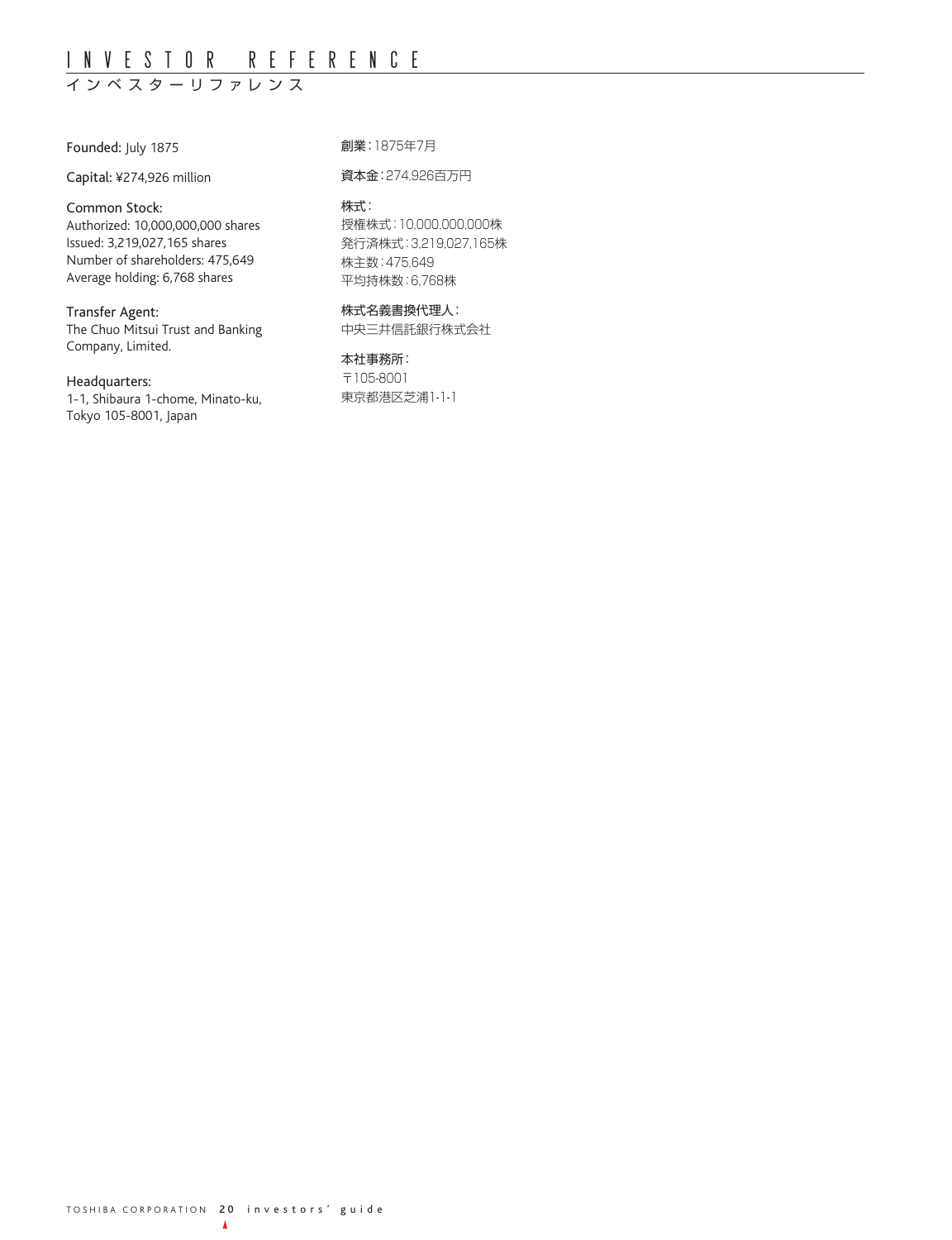# INVESTOR REFERENCE

イ ン ベ ス タ ー リ フ ァ レ ン ス

Founded: July 1875

Capital: ¥274,926 million

Common Stock:
Authorized: 10,000,000,000 shares
Issued: 3,219,027,165 shares
Number of shareholders: 475,649
Average holding: 6,768 shares

Transfer Agent:
The Chuo Mitsui Trust and Banking Company, Limited.

Headquarters:
1-1, Shibaura 1-chome, Minato-ku, Tokyo 105-8001, Japan

**創業**:1875年7月

**資本金**:274,926百万円

**株式**:
授権株式:10,000,000,000株
発行済株式:3,219,027,165株
株主数:475,649
平均持株数:6,768株

**株式名義書換代理人**:
中央三井信託銀行株式会社

**本社事務所**:
〒105-8001
東京都港区芝浦1-1-1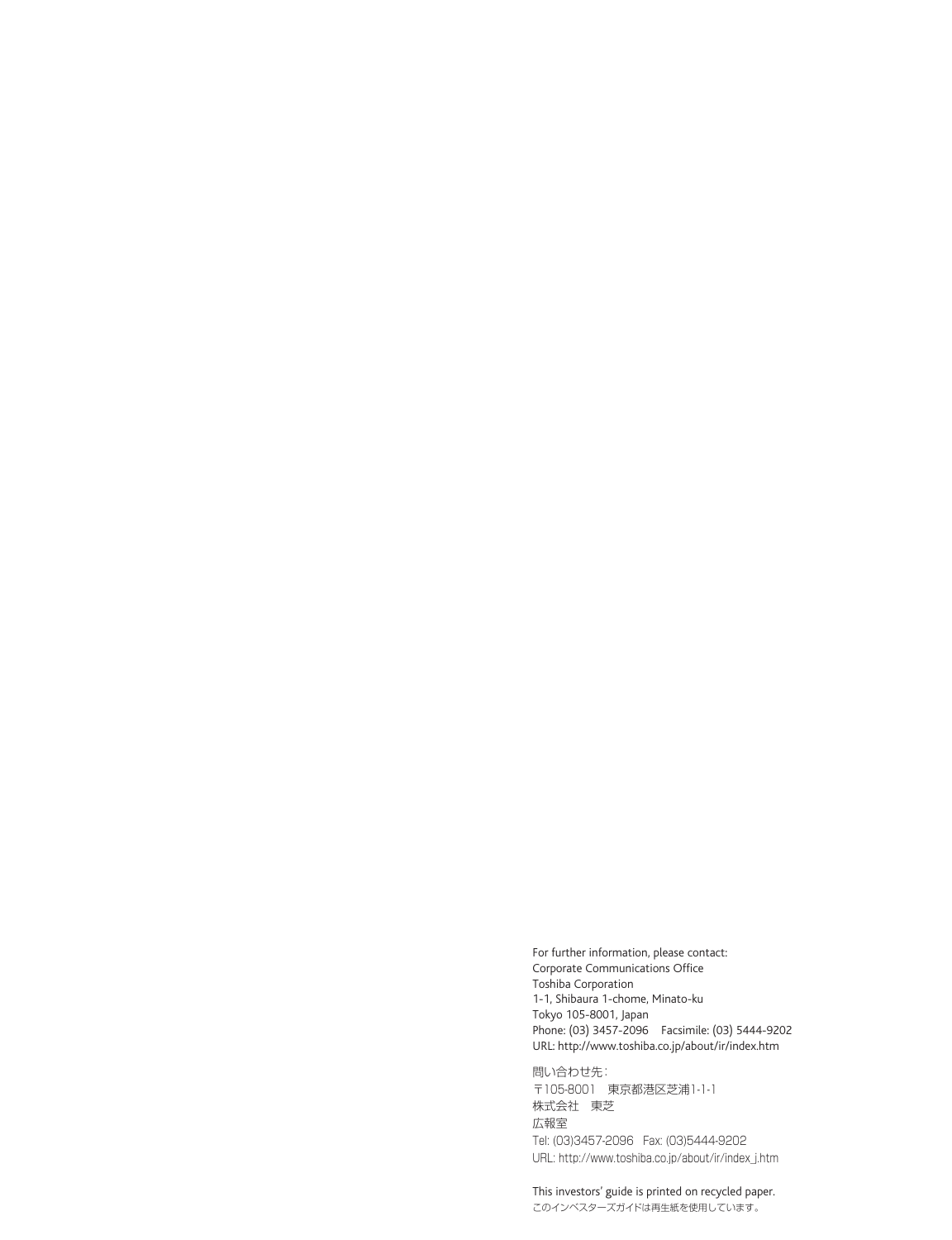For further information, please contact:
Corporate Communications Office
Toshiba Corporation
1-1, Shibaura 1-chome, Minato-ku
Tokyo 105-8001, Japan
Phone: (03) 3457-2096　Facsimile: (03) 5444-9202
URL: http://www.toshiba.co.jp/about/ir/index.htm

問い合わせ先：
〒105-8001　東京都港区芝浦1-1-1
株式会社　東芝
広報室
Tel: (03)3457-2096　Fax: (03)5444-9202
URL: http://www.toshiba.co.jp/about/ir/index_j.htm

This investors' guide is printed on recycled paper.
このインベスターズガイドは再生紙を使用しています。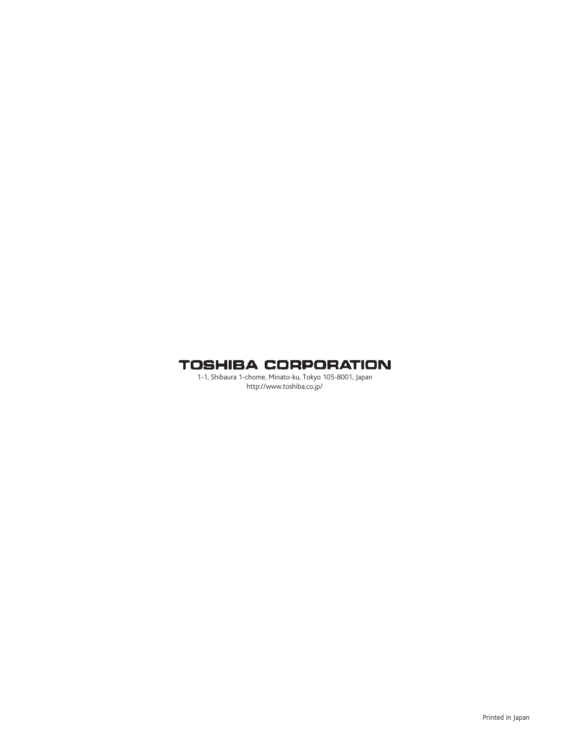**TOSHIBA CORPORATION**

1-1, Shibaura 1-chome, Minato-ku, Tokyo 105-8001, Japan
http://www.toshiba.co.jp/

Printed in Japan